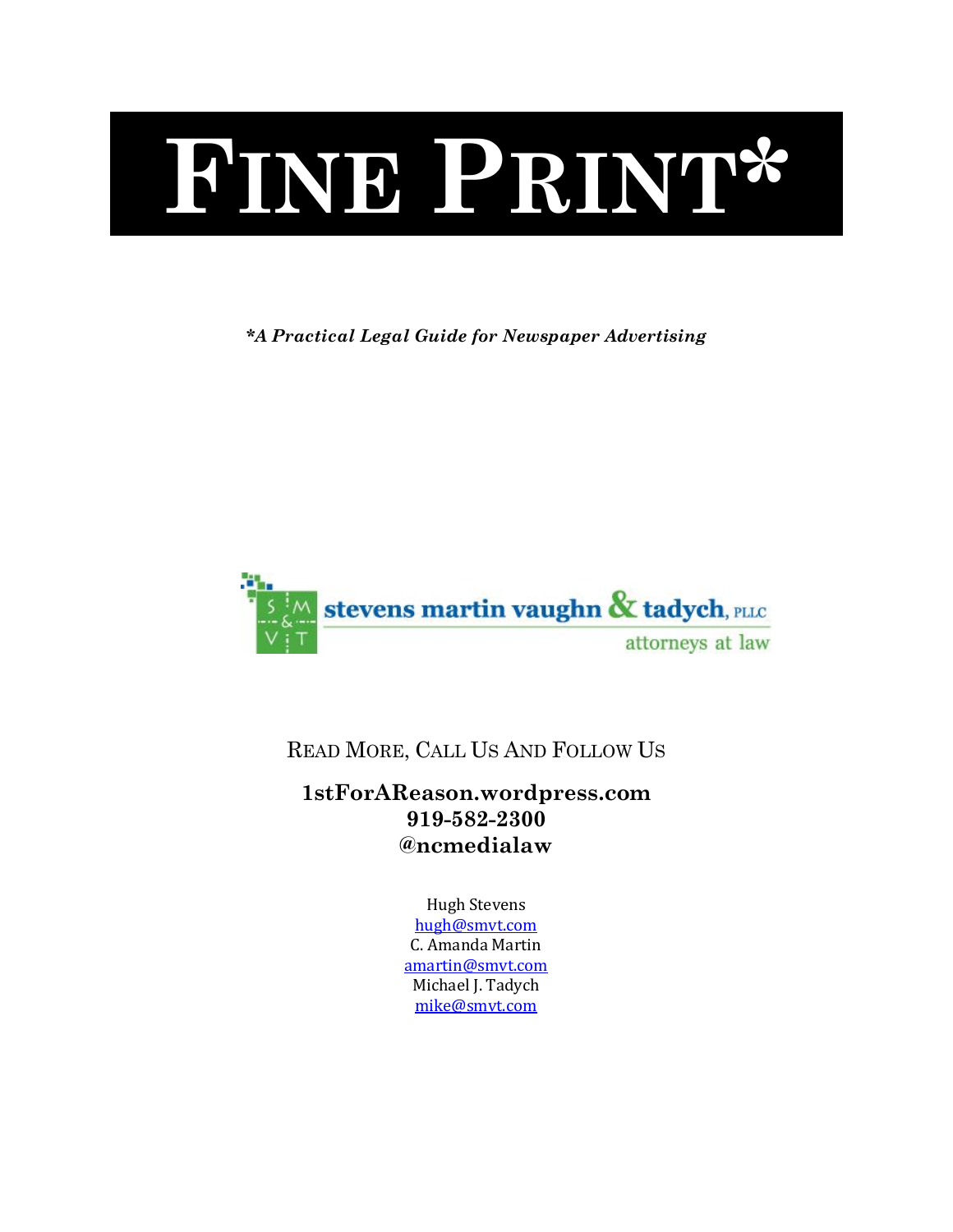# FINE PRINT*

***A Practical Legal Guide for Newspaper Advertising***

stevens martin vaughn & tadych, PLLC

attorneys at law

READ MORE, CALL US AND FOLLOW US

**1stForAReason.wordpress.com**
**919-582-2300**
**@ncmedialaw**

Hugh Stevens
hugh@smvt.com
C. Amanda Martin
amartin@smvt.com
Michael J. Tadych
mike@smvt.com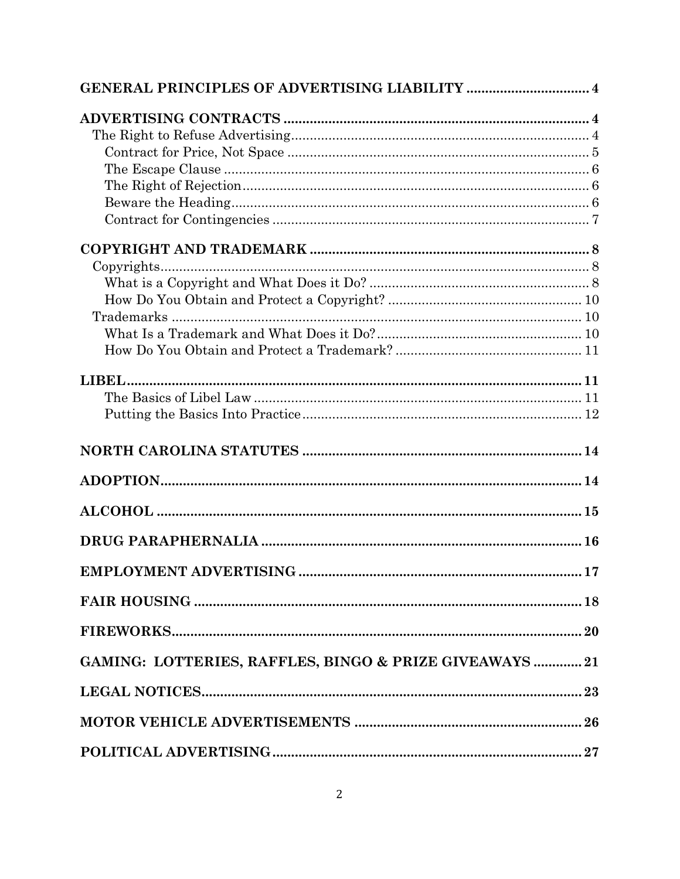**GENERAL PRINCIPLES OF ADVERTISING LIABILITY** ................................ 4

**ADVERTISING CONTRACTS** ................................................................ 4

- The Right to Refuse Advertising ................................................................ 4
  - Contract for Price, Not Space ................................................................ 5
  - The Escape Clause ................................................................ 6
  - The Right of Rejection ................................................................ 6
  - Beware the Heading ................................................................ 6
  - Contract for Contingencies ................................................................ 7

**COPYRIGHT AND TRADEMARK** ................................................................ 8

- Copyrights ................................................................ 8
  - What is a Copyright and What Does it Do? ................................................................ 8
  - How Do You Obtain and Protect a Copyright? ................................................................ 10
- Trademarks ................................................................ 10
  - What Is a Trademark and What Does it Do? ................................................................ 10
  - How Do You Obtain and Protect a Trademark? ................................................................ 11

**LIBEL** ................................................................ 11

- The Basics of Libel Law ................................................................ 11
- Putting the Basics Into Practice ................................................................ 12

**NORTH CAROLINA STATUTES** ................................................................ 14

**ADOPTION** ................................................................ 14

**ALCOHOL** ................................................................ 15

**DRUG PARAPHERNALIA** ................................................................ 16

**EMPLOYMENT ADVERTISING** ................................................................ 17

**FAIR HOUSING** ................................................................ 18

**FIREWORKS** ................................................................ 20

**GAMING: LOTTERIES, RAFFLES, BINGO & PRIZE GIVEAWAYS** ............ 21

**LEGAL NOTICES** ................................................................ 23

**MOTOR VEHICLE ADVERTISEMENTS** ................................................................ 26

**POLITICAL ADVERTISING** ................................................................ 27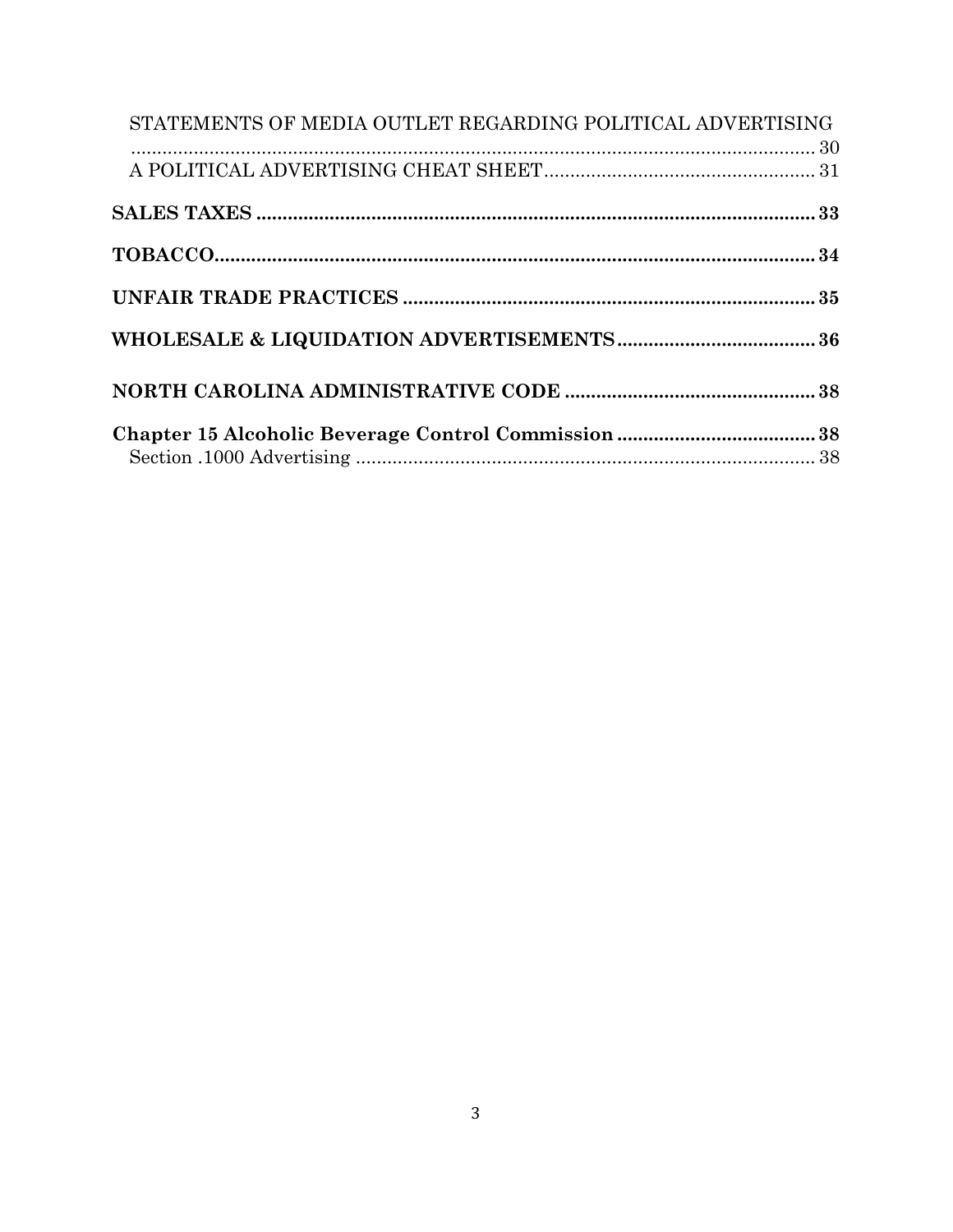STATEMENTS OF MEDIA OUTLET REGARDING POLITICAL ADVERTISING ..... 30

A POLITICAL ADVERTISING CHEAT SHEET ..... 31

**SALES TAXES ..... 33**

**TOBACCO ..... 34**

**UNFAIR TRADE PRACTICES ..... 35**

**WHOLESALE & LIQUIDATION ADVERTISEMENTS ..... 36**

**NORTH CAROLINA ADMINISTRATIVE CODE ..... 38**

**Chapter 15 Alcoholic Beverage Control Commission ..... 38**

Section .1000 Advertising ..... 38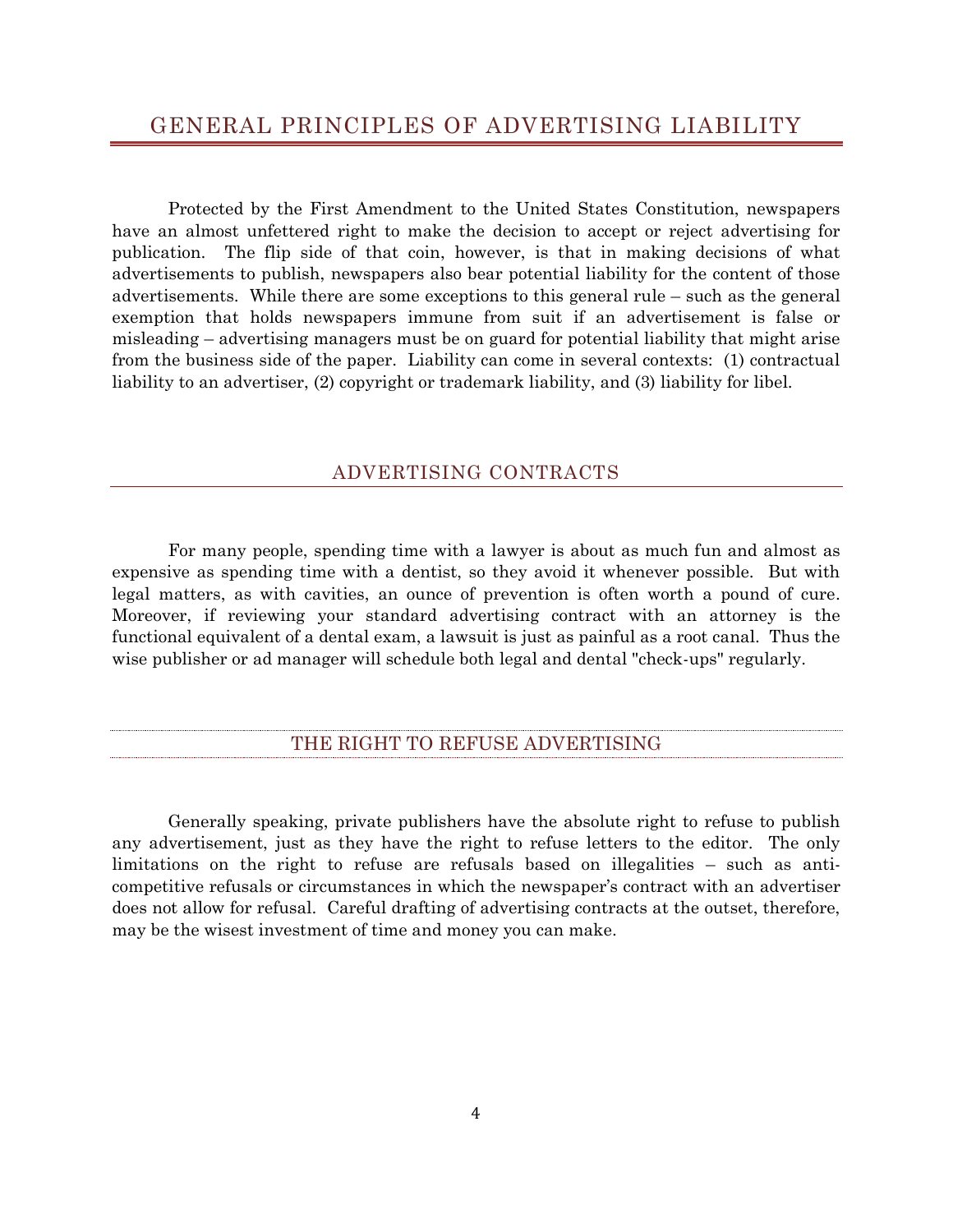# GENERAL PRINCIPLES OF ADVERTISING LIABILITY

Protected by the First Amendment to the United States Constitution, newspapers have an almost unfettered right to make the decision to accept or reject advertising for publication. The flip side of that coin, however, is that in making decisions of what advertisements to publish, newspapers also bear potential liability for the content of those advertisements. While there are some exceptions to this general rule – such as the general exemption that holds newspapers immune from suit if an advertisement is false or misleading – advertising managers must be on guard for potential liability that might arise from the business side of the paper. Liability can come in several contexts: (1) contractual liability to an advertiser, (2) copyright or trademark liability, and (3) liability for libel.

## ADVERTISING CONTRACTS

For many people, spending time with a lawyer is about as much fun and almost as expensive as spending time with a dentist, so they avoid it whenever possible. But with legal matters, as with cavities, an ounce of prevention is often worth a pound of cure. Moreover, if reviewing your standard advertising contract with an attorney is the functional equivalent of a dental exam, a lawsuit is just as painful as a root canal. Thus the wise publisher or ad manager will schedule both legal and dental "check-ups" regularly.

### THE RIGHT TO REFUSE ADVERTISING

Generally speaking, private publishers have the absolute right to refuse to publish any advertisement, just as they have the right to refuse letters to the editor. The only limitations on the right to refuse are refusals based on illegalities – such as anti-competitive refusals or circumstances in which the newspaper's contract with an advertiser does not allow for refusal. Careful drafting of advertising contracts at the outset, therefore, may be the wisest investment of time and money you can make.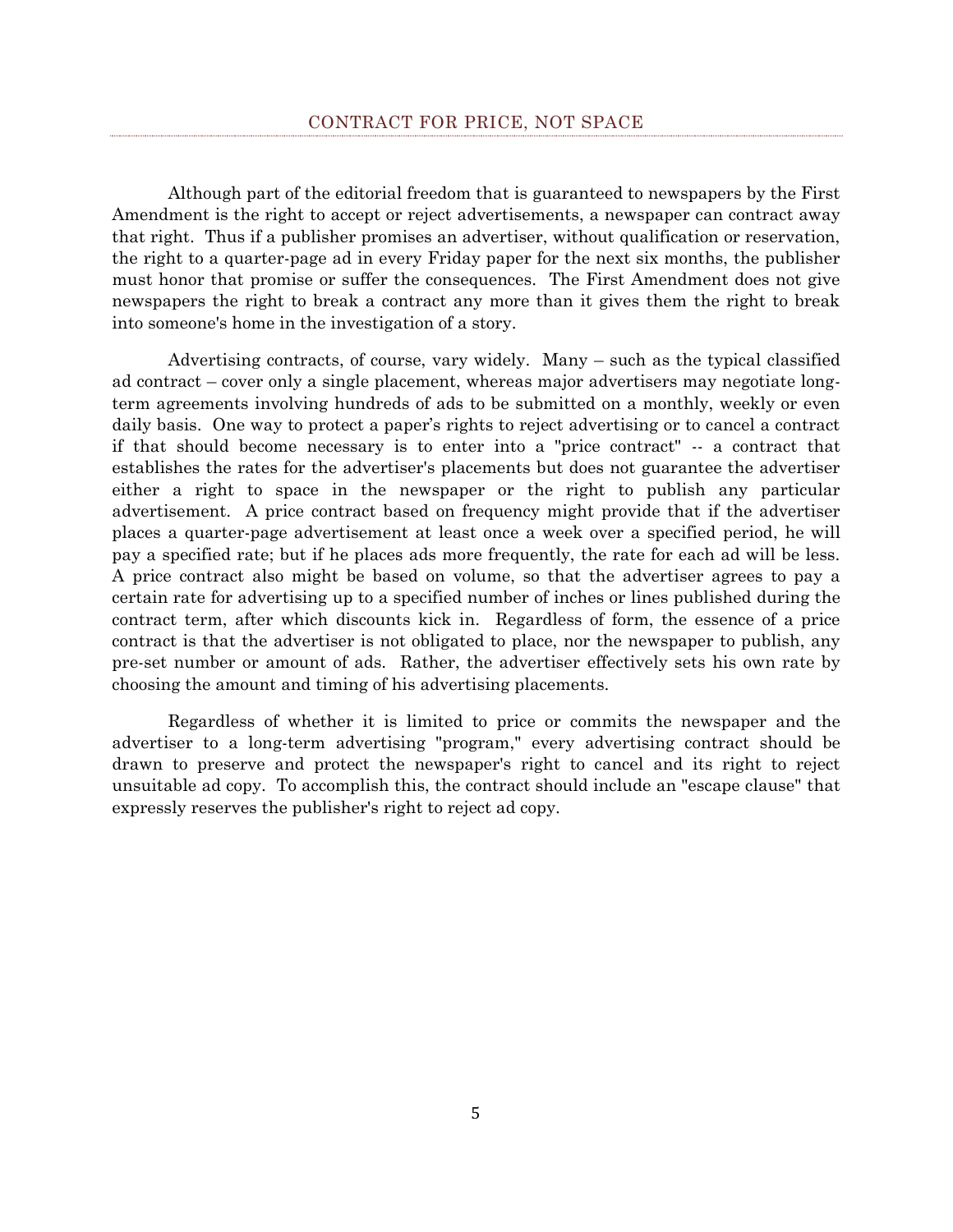## CONTRACT FOR PRICE, NOT SPACE

Although part of the editorial freedom that is guaranteed to newspapers by the First Amendment is the right to accept or reject advertisements, a newspaper can contract away that right. Thus if a publisher promises an advertiser, without qualification or reservation, the right to a quarter-page ad in every Friday paper for the next six months, the publisher must honor that promise or suffer the consequences. The First Amendment does not give newspapers the right to break a contract any more than it gives them the right to break into someone's home in the investigation of a story.

Advertising contracts, of course, vary widely. Many – such as the typical classified ad contract – cover only a single placement, whereas major advertisers may negotiate long-term agreements involving hundreds of ads to be submitted on a monthly, weekly or even daily basis. One way to protect a paper's rights to reject advertising or to cancel a contract if that should become necessary is to enter into a "price contract" -- a contract that establishes the rates for the advertiser's placements but does not guarantee the advertiser either a right to space in the newspaper or the right to publish any particular advertisement. A price contract based on frequency might provide that if the advertiser places a quarter-page advertisement at least once a week over a specified period, he will pay a specified rate; but if he places ads more frequently, the rate for each ad will be less. A price contract also might be based on volume, so that the advertiser agrees to pay a certain rate for advertising up to a specified number of inches or lines published during the contract term, after which discounts kick in. Regardless of form, the essence of a price contract is that the advertiser is not obligated to place, nor the newspaper to publish, any pre-set number or amount of ads. Rather, the advertiser effectively sets his own rate by choosing the amount and timing of his advertising placements.

Regardless of whether it is limited to price or commits the newspaper and the advertiser to a long-term advertising "program," every advertising contract should be drawn to preserve and protect the newspaper's right to cancel and its right to reject unsuitable ad copy. To accomplish this, the contract should include an "escape clause" that expressly reserves the publisher's right to reject ad copy.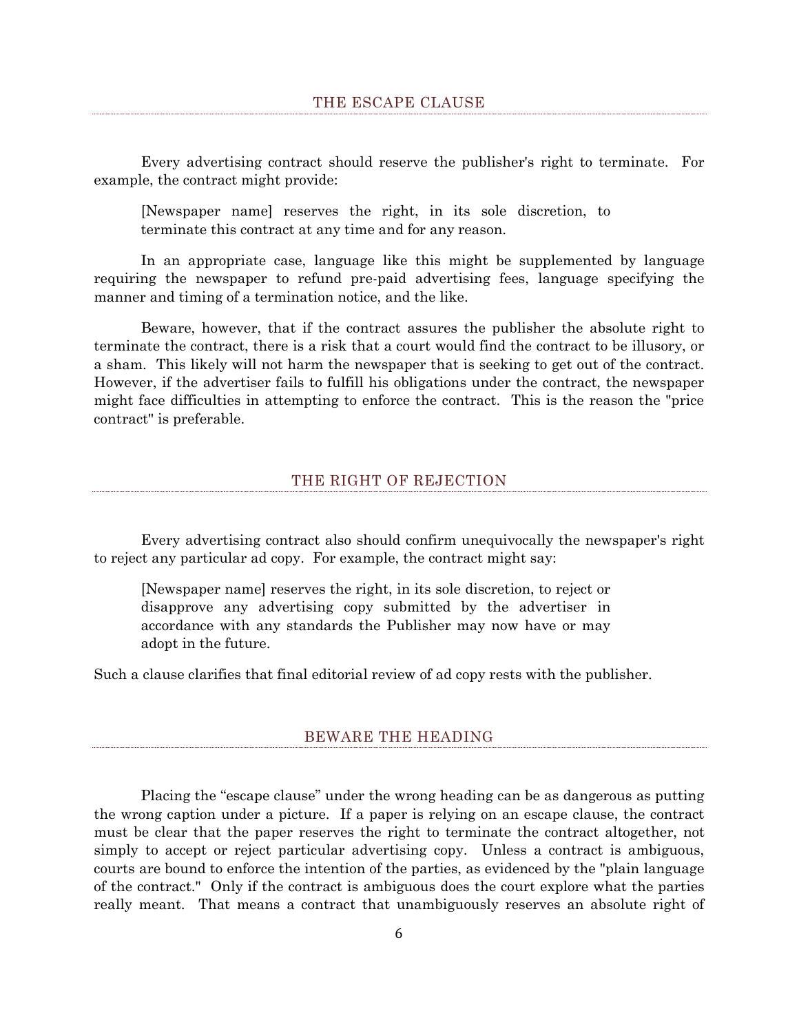## THE ESCAPE CLAUSE

Every advertising contract should reserve the publisher's right to terminate. For example, the contract might provide:

> [Newspaper name] reserves the right, in its sole discretion, to terminate this contract at any time and for any reason.

In an appropriate case, language like this might be supplemented by language requiring the newspaper to refund pre-paid advertising fees, language specifying the manner and timing of a termination notice, and the like.

Beware, however, that if the contract assures the publisher the absolute right to terminate the contract, there is a risk that a court would find the contract to be illusory, or a sham. This likely will not harm the newspaper that is seeking to get out of the contract. However, if the advertiser fails to fulfill his obligations under the contract, the newspaper might face difficulties in attempting to enforce the contract. This is the reason the "price contract" is preferable.

## THE RIGHT OF REJECTION

Every advertising contract also should confirm unequivocally the newspaper's right to reject any particular ad copy. For example, the contract might say:

> [Newspaper name] reserves the right, in its sole discretion, to reject or disapprove any advertising copy submitted by the advertiser in accordance with any standards the Publisher may now have or may adopt in the future.

Such a clause clarifies that final editorial review of ad copy rests with the publisher.

## BEWARE THE HEADING

Placing the "escape clause" under the wrong heading can be as dangerous as putting the wrong caption under a picture. If a paper is relying on an escape clause, the contract must be clear that the paper reserves the right to terminate the contract altogether, not simply to accept or reject particular advertising copy. Unless a contract is ambiguous, courts are bound to enforce the intention of the parties, as evidenced by the "plain language of the contract." Only if the contract is ambiguous does the court explore what the parties really meant. That means a contract that unambiguously reserves an absolute right of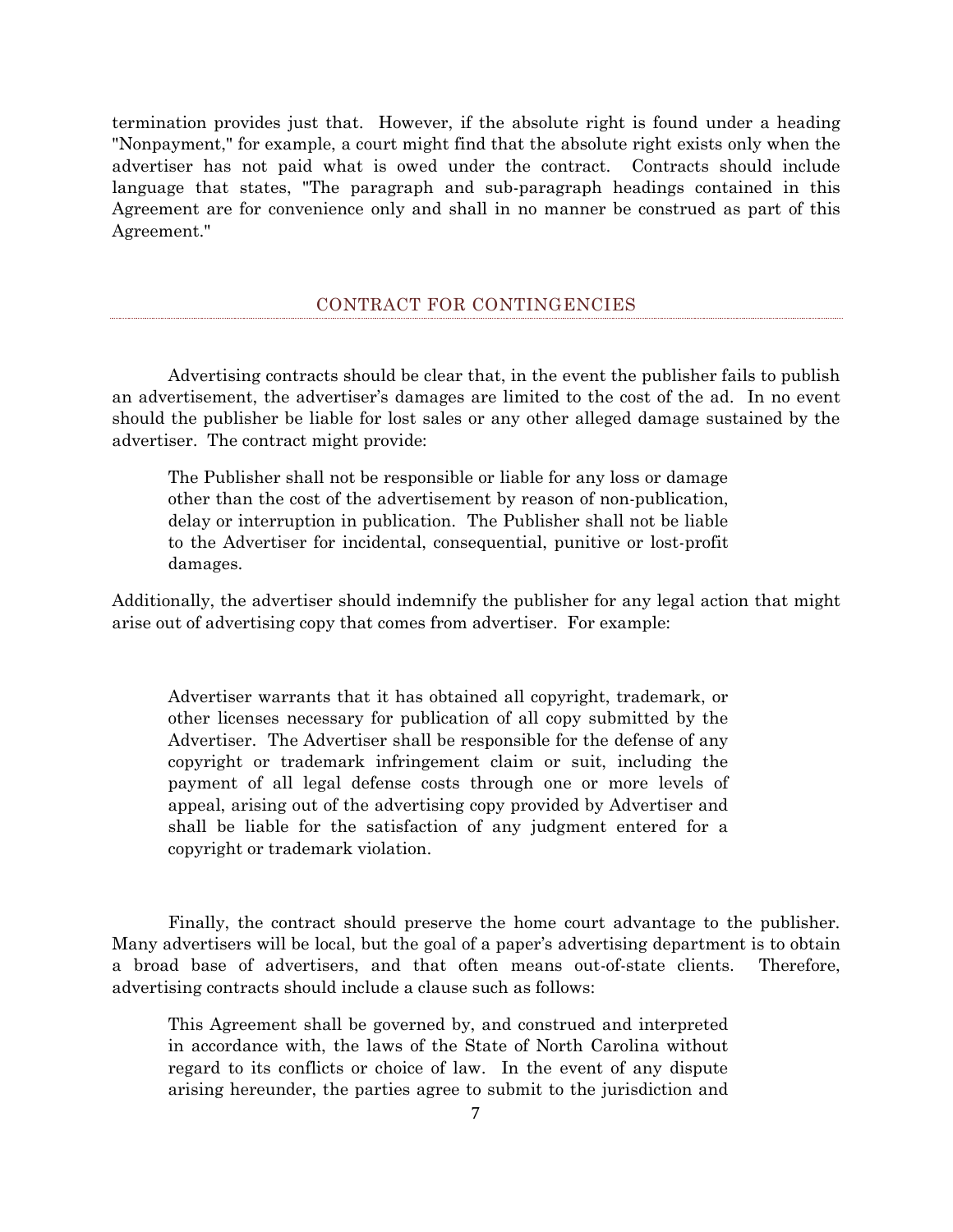termination provides just that. However, if the absolute right is found under a heading "Nonpayment," for example, a court might find that the absolute right exists only when the advertiser has not paid what is owed under the contract. Contracts should include language that states, "The paragraph and sub-paragraph headings contained in this Agreement are for convenience only and shall in no manner be construed as part of this Agreement."

## CONTRACT FOR CONTINGENCIES

Advertising contracts should be clear that, in the event the publisher fails to publish an advertisement, the advertiser's damages are limited to the cost of the ad. In no event should the publisher be liable for lost sales or any other alleged damage sustained by the advertiser. The contract might provide:

> The Publisher shall not be responsible or liable for any loss or damage other than the cost of the advertisement by reason of non-publication, delay or interruption in publication. The Publisher shall not be liable to the Advertiser for incidental, consequential, punitive or lost-profit damages.

Additionally, the advertiser should indemnify the publisher for any legal action that might arise out of advertising copy that comes from advertiser. For example:

> Advertiser warrants that it has obtained all copyright, trademark, or other licenses necessary for publication of all copy submitted by the Advertiser. The Advertiser shall be responsible for the defense of any copyright or trademark infringement claim or suit, including the payment of all legal defense costs through one or more levels of appeal, arising out of the advertising copy provided by Advertiser and shall be liable for the satisfaction of any judgment entered for a copyright or trademark violation.

Finally, the contract should preserve the home court advantage to the publisher. Many advertisers will be local, but the goal of a paper's advertising department is to obtain a broad base of advertisers, and that often means out-of-state clients. Therefore, advertising contracts should include a clause such as follows:

> This Agreement shall be governed by, and construed and interpreted in accordance with, the laws of the State of North Carolina without regard to its conflicts or choice of law. In the event of any dispute arising hereunder, the parties agree to submit to the jurisdiction and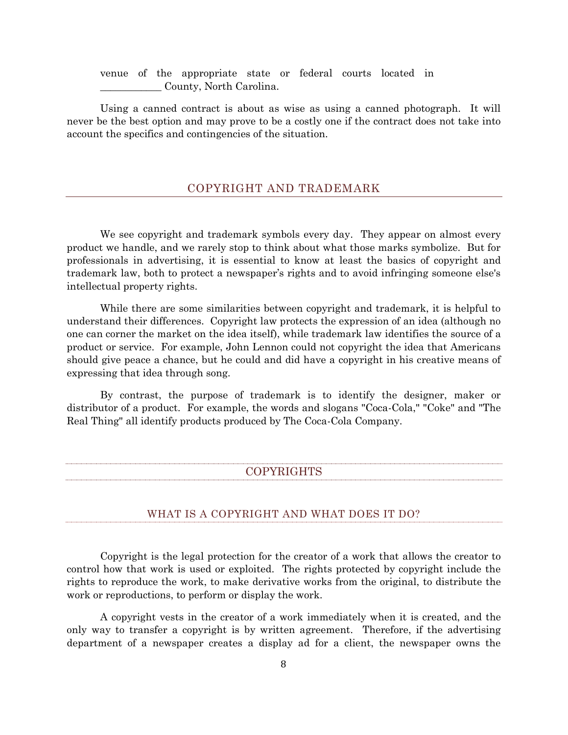venue of the appropriate state or federal courts located in ____________ County, North Carolina.

Using a canned contract is about as wise as using a canned photograph. It will never be the best option and may prove to be a costly one if the contract does not take into account the specifics and contingencies of the situation.

## COPYRIGHT AND TRADEMARK

We see copyright and trademark symbols every day. They appear on almost every product we handle, and we rarely stop to think about what those marks symbolize. But for professionals in advertising, it is essential to know at least the basics of copyright and trademark law, both to protect a newspaper's rights and to avoid infringing someone else's intellectual property rights.

While there are some similarities between copyright and trademark, it is helpful to understand their differences. Copyright law protects the expression of an idea (although no one can corner the market on the idea itself), while trademark law identifies the source of a product or service. For example, John Lennon could not copyright the idea that Americans should give peace a chance, but he could and did have a copyright in his creative means of expressing that idea through song.

By contrast, the purpose of trademark is to identify the designer, maker or distributor of a product. For example, the words and slogans "Coca-Cola," "Coke" and "The Real Thing" all identify products produced by The Coca-Cola Company.

### COPYRIGHTS

#### WHAT IS A COPYRIGHT AND WHAT DOES IT DO?

Copyright is the legal protection for the creator of a work that allows the creator to control how that work is used or exploited. The rights protected by copyright include the rights to reproduce the work, to make derivative works from the original, to distribute the work or reproductions, to perform or display the work.

A copyright vests in the creator of a work immediately when it is created, and the only way to transfer a copyright is by written agreement. Therefore, if the advertising department of a newspaper creates a display ad for a client, the newspaper owns the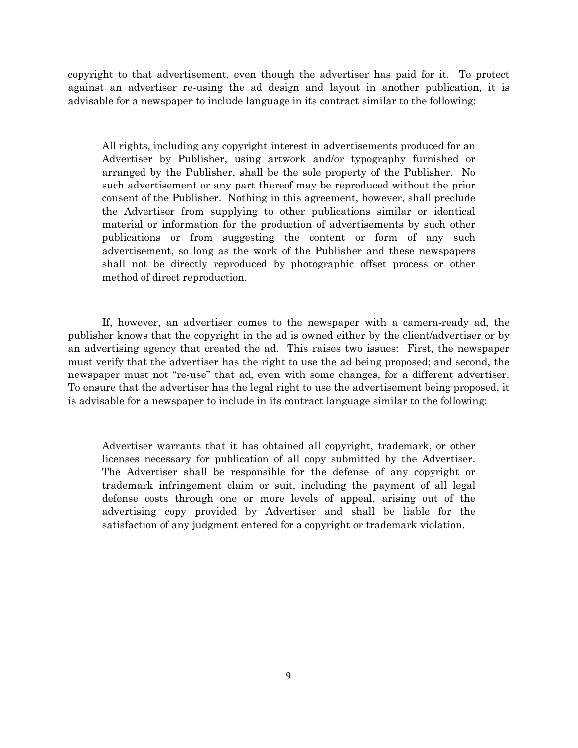copyright to that advertisement, even though the advertiser has paid for it. To protect against an advertiser re-using the ad design and layout in another publication, it is advisable for a newspaper to include language in its contract similar to the following:

> All rights, including any copyright interest in advertisements produced for an Advertiser by Publisher, using artwork and/or typography furnished or arranged by the Publisher, shall be the sole property of the Publisher. No such advertisement or any part thereof may be reproduced without the prior consent of the Publisher. Nothing in this agreement, however, shall preclude the Advertiser from supplying to other publications similar or identical material or information for the production of advertisements by such other publications or from suggesting the content or form of any such advertisement, so long as the work of the Publisher and these newspapers shall not be directly reproduced by photographic offset process or other method of direct reproduction.

If, however, an advertiser comes to the newspaper with a camera-ready ad, the publisher knows that the copyright in the ad is owned either by the client/advertiser or by an advertising agency that created the ad. This raises two issues: First, the newspaper must verify that the advertiser has the right to use the ad being proposed; and second, the newspaper must not "re-use" that ad, even with some changes, for a different advertiser. To ensure that the advertiser has the legal right to use the advertisement being proposed, it is advisable for a newspaper to include in its contract language similar to the following:

> Advertiser warrants that it has obtained all copyright, trademark, or other licenses necessary for publication of all copy submitted by the Advertiser. The Advertiser shall be responsible for the defense of any copyright or trademark infringement claim or suit, including the payment of all legal defense costs through one or more levels of appeal, arising out of the advertising copy provided by Advertiser and shall be liable for the satisfaction of any judgment entered for a copyright or trademark violation.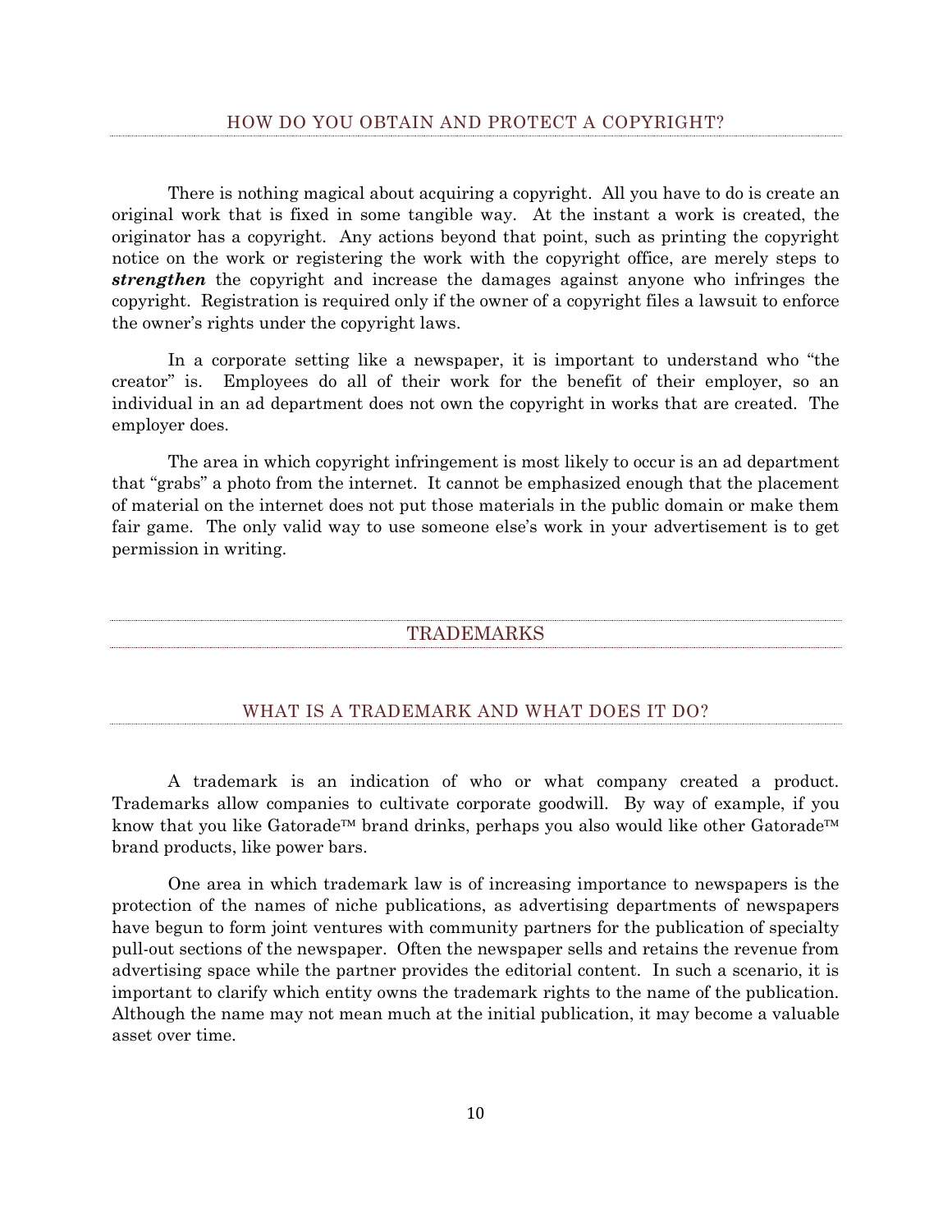### HOW DO YOU OBTAIN AND PROTECT A COPYRIGHT?

There is nothing magical about acquiring a copyright. All you have to do is create an original work that is fixed in some tangible way. At the instant a work is created, the originator has a copyright. Any actions beyond that point, such as printing the copyright notice on the work or registering the work with the copyright office, are merely steps to ***strengthen*** the copyright and increase the damages against anyone who infringes the copyright. Registration is required only if the owner of a copyright files a lawsuit to enforce the owner's rights under the copyright laws.

In a corporate setting like a newspaper, it is important to understand who "the creator" is. Employees do all of their work for the benefit of their employer, so an individual in an ad department does not own the copyright in works that are created. The employer does.

The area in which copyright infringement is most likely to occur is an ad department that "grabs" a photo from the internet. It cannot be emphasized enough that the placement of material on the internet does not put those materials in the public domain or make them fair game. The only valid way to use someone else's work in your advertisement is to get permission in writing.

## TRADEMARKS

### WHAT IS A TRADEMARK AND WHAT DOES IT DO?

A trademark is an indication of who or what company created a product. Trademarks allow companies to cultivate corporate goodwill. By way of example, if you know that you like Gatorade™ brand drinks, perhaps you also would like other Gatorade™ brand products, like power bars.

One area in which trademark law is of increasing importance to newspapers is the protection of the names of niche publications, as advertising departments of newspapers have begun to form joint ventures with community partners for the publication of specialty pull-out sections of the newspaper. Often the newspaper sells and retains the revenue from advertising space while the partner provides the editorial content. In such a scenario, it is important to clarify which entity owns the trademark rights to the name of the publication. Although the name may not mean much at the initial publication, it may become a valuable asset over time.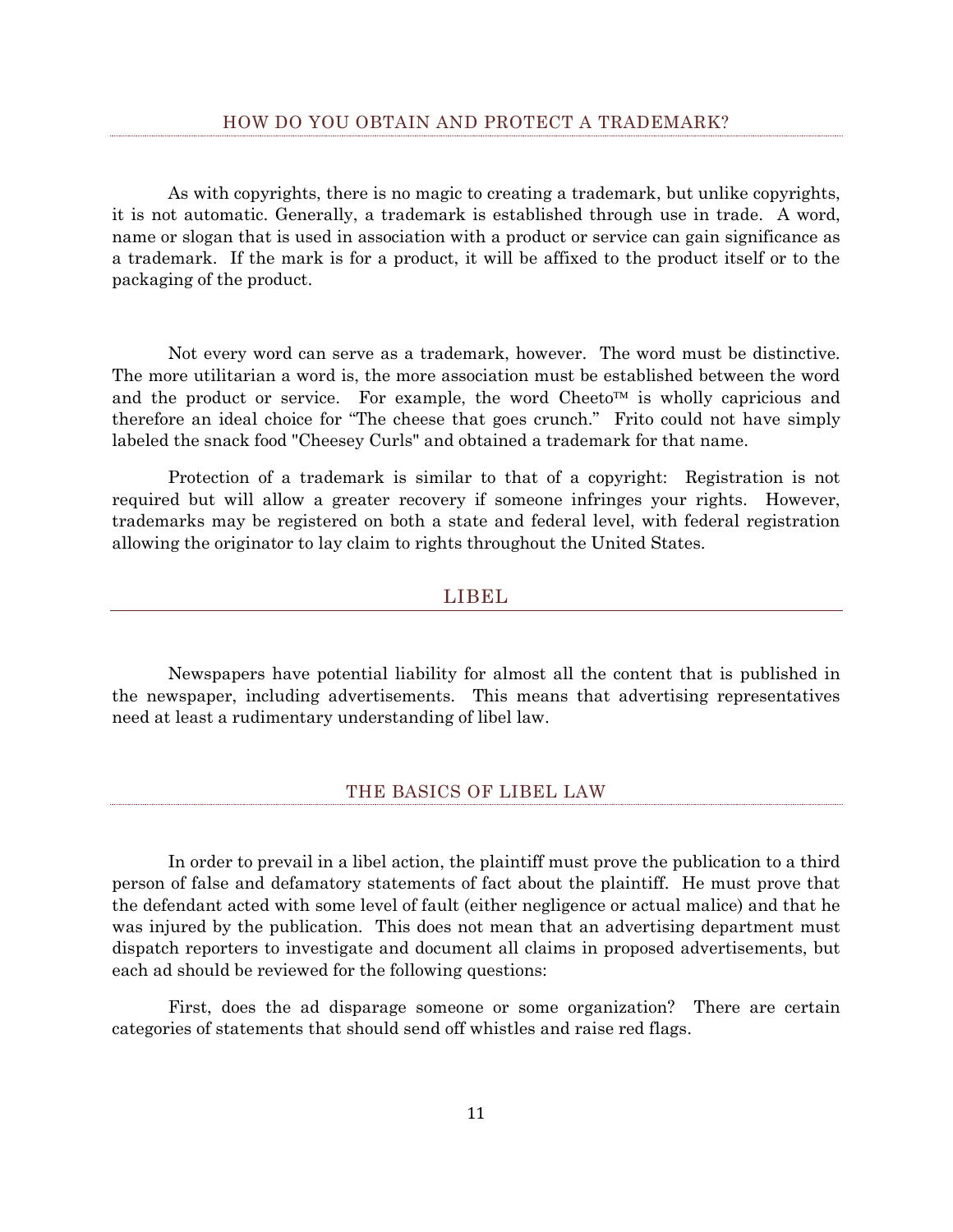### HOW DO YOU OBTAIN AND PROTECT A TRADEMARK?

As with copyrights, there is no magic to creating a trademark, but unlike copyrights, it is not automatic. Generally, a trademark is established through use in trade. A word, name or slogan that is used in association with a product or service can gain significance as a trademark. If the mark is for a product, it will be affixed to the product itself or to the packaging of the product.

Not every word can serve as a trademark, however. The word must be distinctive. The more utilitarian a word is, the more association must be established between the word and the product or service. For example, the word Cheeto™ is wholly capricious and therefore an ideal choice for "The cheese that goes crunch." Frito could not have simply labeled the snack food "Cheesey Curls" and obtained a trademark for that name.

Protection of a trademark is similar to that of a copyright: Registration is not required but will allow a greater recovery if someone infringes your rights. However, trademarks may be registered on both a state and federal level, with federal registration allowing the originator to lay claim to rights throughout the United States.

## LIBEL

Newspapers have potential liability for almost all the content that is published in the newspaper, including advertisements. This means that advertising representatives need at least a rudimentary understanding of libel law.

### THE BASICS OF LIBEL LAW

In order to prevail in a libel action, the plaintiff must prove the publication to a third person of false and defamatory statements of fact about the plaintiff. He must prove that the defendant acted with some level of fault (either negligence or actual malice) and that he was injured by the publication. This does not mean that an advertising department must dispatch reporters to investigate and document all claims in proposed advertisements, but each ad should be reviewed for the following questions:

First, does the ad disparage someone or some organization? There are certain categories of statements that should send off whistles and raise red flags.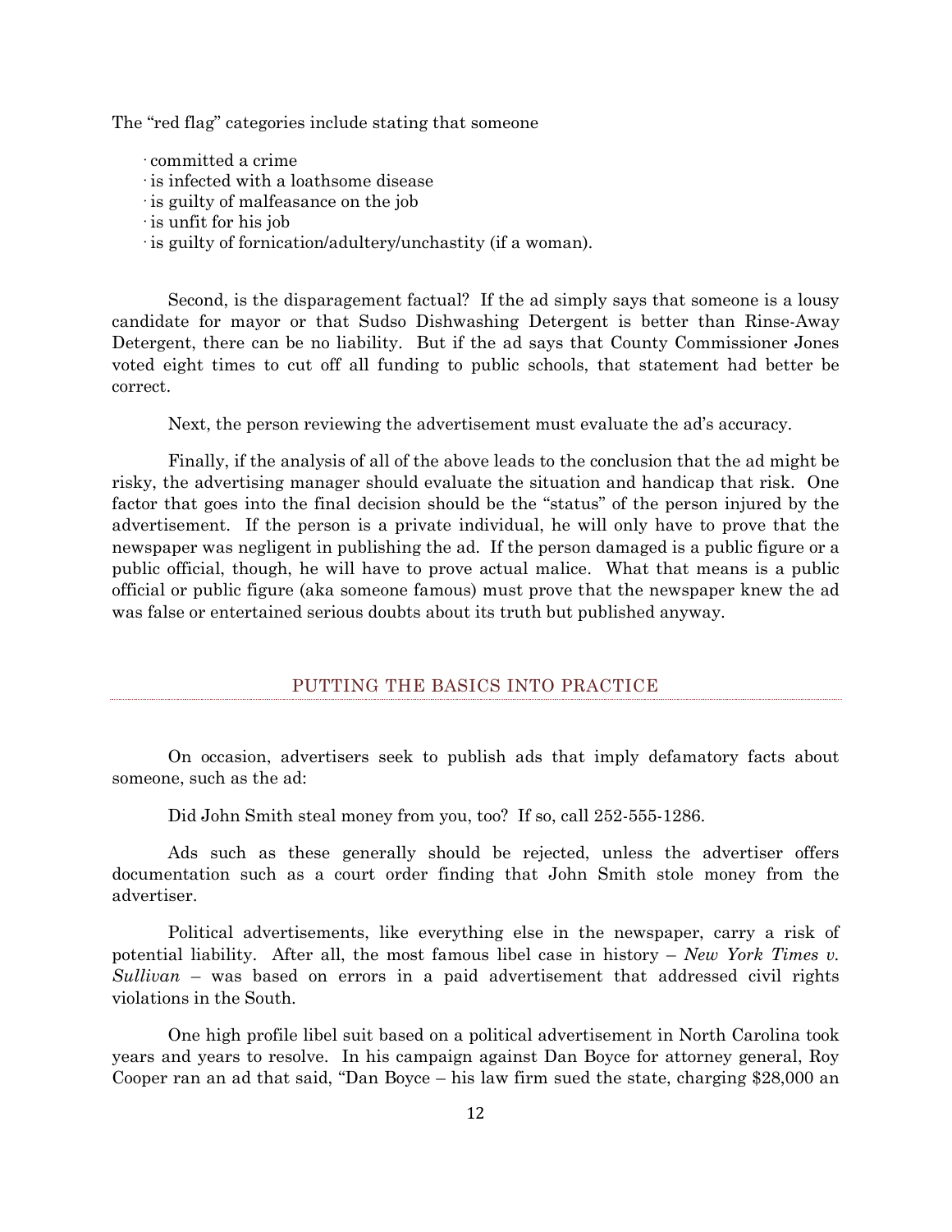The "red flag" categories include stating that someone

- committed a crime
- is infected with a loathsome disease
- is guilty of malfeasance on the job
- is unfit for his job
- is guilty of fornication/adultery/unchastity (if a woman).

Second, is the disparagement factual? If the ad simply says that someone is a lousy candidate for mayor or that Sudso Dishwashing Detergent is better than Rinse-Away Detergent, there can be no liability. But if the ad says that County Commissioner Jones voted eight times to cut off all funding to public schools, that statement had better be correct.

Next, the person reviewing the advertisement must evaluate the ad's accuracy.

Finally, if the analysis of all of the above leads to the conclusion that the ad might be risky, the advertising manager should evaluate the situation and handicap that risk. One factor that goes into the final decision should be the "status" of the person injured by the advertisement. If the person is a private individual, he will only have to prove that the newspaper was negligent in publishing the ad. If the person damaged is a public figure or a public official, though, he will have to prove actual malice. What that means is a public official or public figure (aka someone famous) must prove that the newspaper knew the ad was false or entertained serious doubts about its truth but published anyway.

## PUTTING THE BASICS INTO PRACTICE

On occasion, advertisers seek to publish ads that imply defamatory facts about someone, such as the ad:

Did John Smith steal money from you, too? If so, call 252-555-1286.

Ads such as these generally should be rejected, unless the advertiser offers documentation such as a court order finding that John Smith stole money from the advertiser.

Political advertisements, like everything else in the newspaper, carry a risk of potential liability. After all, the most famous libel case in history – *New York Times v. Sullivan* – was based on errors in a paid advertisement that addressed civil rights violations in the South.

One high profile libel suit based on a political advertisement in North Carolina took years and years to resolve. In his campaign against Dan Boyce for attorney general, Roy Cooper ran an ad that said, "Dan Boyce – his law firm sued the state, charging $28,000 an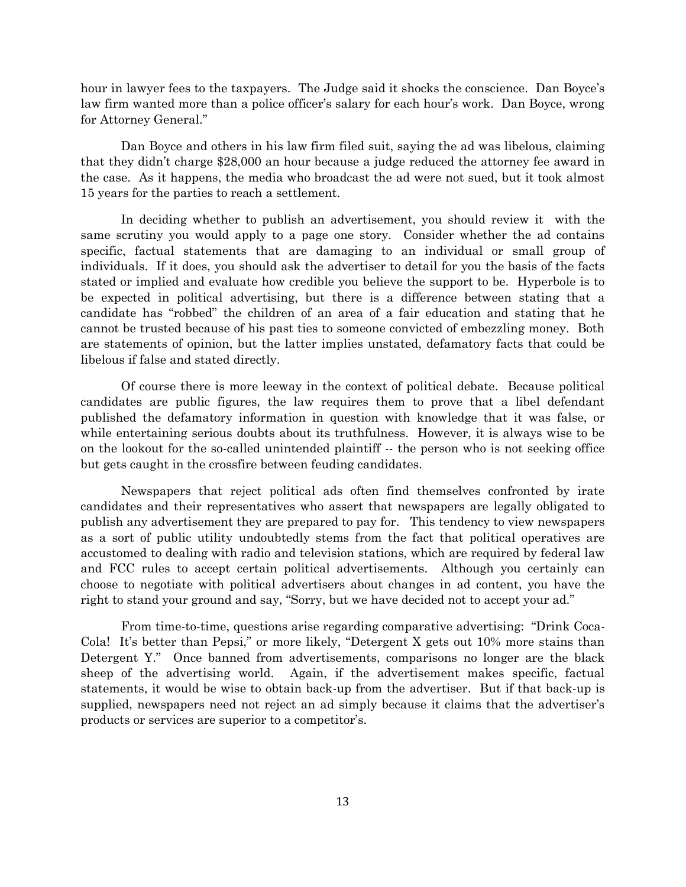hour in lawyer fees to the taxpayers. The Judge said it shocks the conscience. Dan Boyce's law firm wanted more than a police officer's salary for each hour's work. Dan Boyce, wrong for Attorney General."

Dan Boyce and others in his law firm filed suit, saying the ad was libelous, claiming that they didn't charge $28,000 an hour because a judge reduced the attorney fee award in the case. As it happens, the media who broadcast the ad were not sued, but it took almost 15 years for the parties to reach a settlement.

In deciding whether to publish an advertisement, you should review it with the same scrutiny you would apply to a page one story. Consider whether the ad contains specific, factual statements that are damaging to an individual or small group of individuals. If it does, you should ask the advertiser to detail for you the basis of the facts stated or implied and evaluate how credible you believe the support to be. Hyperbole is to be expected in political advertising, but there is a difference between stating that a candidate has "robbed" the children of an area of a fair education and stating that he cannot be trusted because of his past ties to someone convicted of embezzling money. Both are statements of opinion, but the latter implies unstated, defamatory facts that could be libelous if false and stated directly.

Of course there is more leeway in the context of political debate. Because political candidates are public figures, the law requires them to prove that a libel defendant published the defamatory information in question with knowledge that it was false, or while entertaining serious doubts about its truthfulness. However, it is always wise to be on the lookout for the so-called unintended plaintiff -- the person who is not seeking office but gets caught in the crossfire between feuding candidates.

Newspapers that reject political ads often find themselves confronted by irate candidates and their representatives who assert that newspapers are legally obligated to publish any advertisement they are prepared to pay for. This tendency to view newspapers as a sort of public utility undoubtedly stems from the fact that political operatives are accustomed to dealing with radio and television stations, which are required by federal law and FCC rules to accept certain political advertisements. Although you certainly can choose to negotiate with political advertisers about changes in ad content, you have the right to stand your ground and say, "Sorry, but we have decided not to accept your ad."

From time-to-time, questions arise regarding comparative advertising: "Drink Coca-Cola! It's better than Pepsi," or more likely, "Detergent X gets out 10% more stains than Detergent Y." Once banned from advertisements, comparisons no longer are the black sheep of the advertising world. Again, if the advertisement makes specific, factual statements, it would be wise to obtain back-up from the advertiser. But if that back-up is supplied, newspapers need not reject an ad simply because it claims that the advertiser's products or services are superior to a competitor's.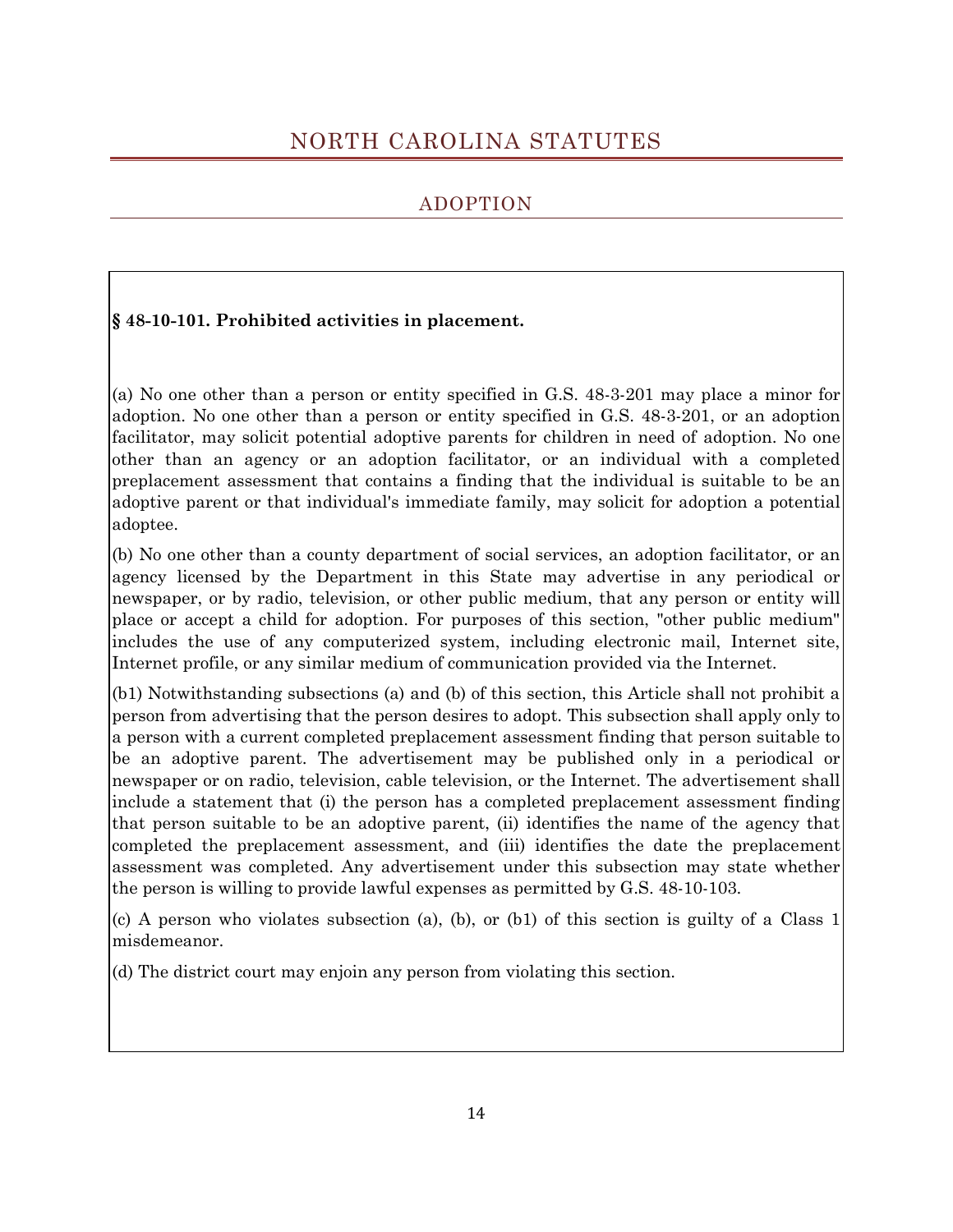# NORTH CAROLINA STATUTES

## ADOPTION

**§ 48-10-101. Prohibited activities in placement.**

(a) No one other than a person or entity specified in G.S. 48-3-201 may place a minor for adoption. No one other than a person or entity specified in G.S. 48-3-201, or an adoption facilitator, may solicit potential adoptive parents for children in need of adoption. No one other than an agency or an adoption facilitator, or an individual with a completed preplacement assessment that contains a finding that the individual is suitable to be an adoptive parent or that individual's immediate family, may solicit for adoption a potential adoptee.

(b) No one other than a county department of social services, an adoption facilitator, or an agency licensed by the Department in this State may advertise in any periodical or newspaper, or by radio, television, or other public medium, that any person or entity will place or accept a child for adoption. For purposes of this section, "other public medium" includes the use of any computerized system, including electronic mail, Internet site, Internet profile, or any similar medium of communication provided via the Internet.

(b1) Notwithstanding subsections (a) and (b) of this section, this Article shall not prohibit a person from advertising that the person desires to adopt. This subsection shall apply only to a person with a current completed preplacement assessment finding that person suitable to be an adoptive parent. The advertisement may be published only in a periodical or newspaper or on radio, television, cable television, or the Internet. The advertisement shall include a statement that (i) the person has a completed preplacement assessment finding that person suitable to be an adoptive parent, (ii) identifies the name of the agency that completed the preplacement assessment, and (iii) identifies the date the preplacement assessment was completed. Any advertisement under this subsection may state whether the person is willing to provide lawful expenses as permitted by G.S. 48-10-103.

(c) A person who violates subsection (a), (b), or (b1) of this section is guilty of a Class 1 misdemeanor.

(d) The district court may enjoin any person from violating this section.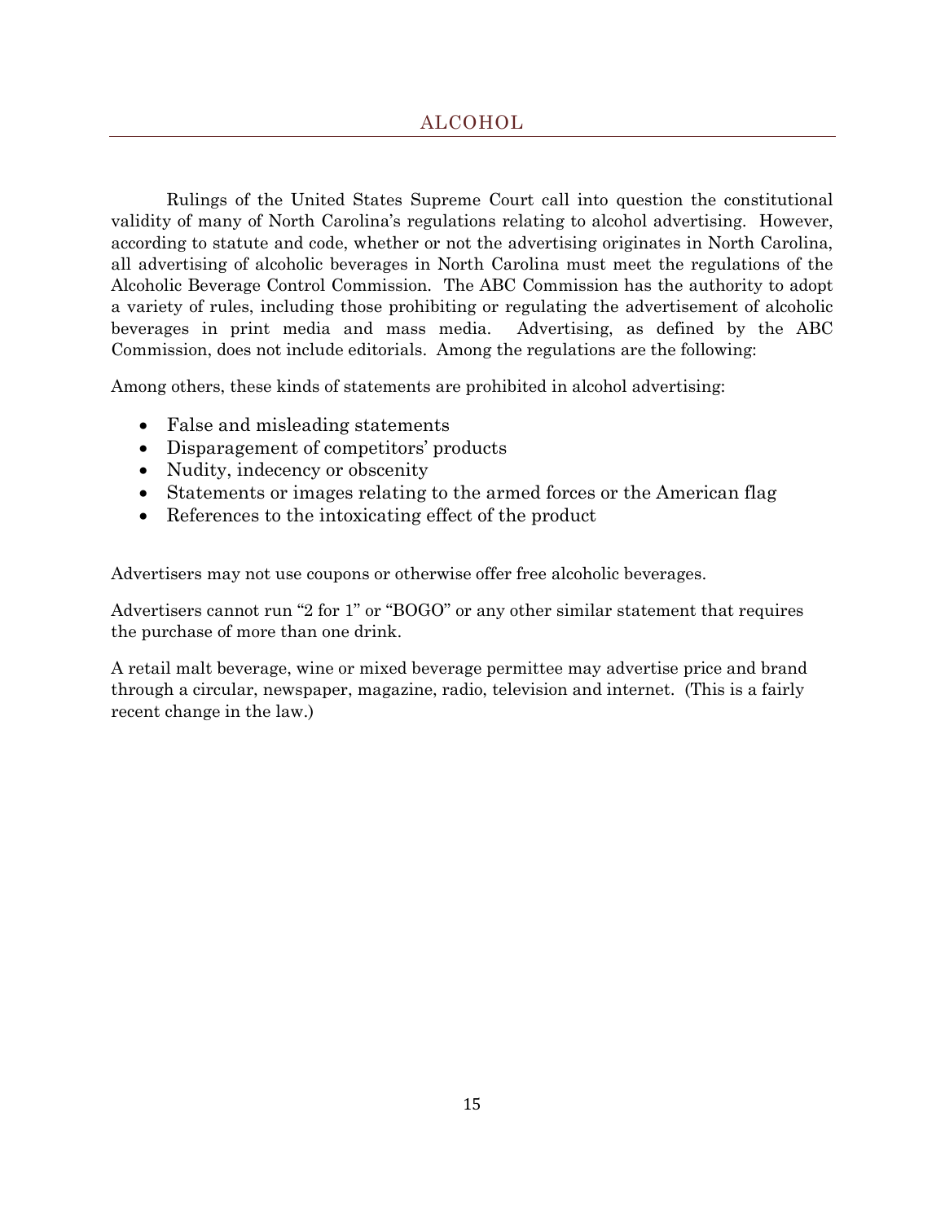## ALCOHOL

Rulings of the United States Supreme Court call into question the constitutional validity of many of North Carolina's regulations relating to alcohol advertising. However, according to statute and code, whether or not the advertising originates in North Carolina, all advertising of alcoholic beverages in North Carolina must meet the regulations of the Alcoholic Beverage Control Commission. The ABC Commission has the authority to adopt a variety of rules, including those prohibiting or regulating the advertisement of alcoholic beverages in print media and mass media. Advertising, as defined by the ABC Commission, does not include editorials. Among the regulations are the following:

Among others, these kinds of statements are prohibited in alcohol advertising:

- False and misleading statements
- Disparagement of competitors' products
- Nudity, indecency or obscenity
- Statements or images relating to the armed forces or the American flag
- References to the intoxicating effect of the product

Advertisers may not use coupons or otherwise offer free alcoholic beverages.

Advertisers cannot run "2 for 1" or "BOGO" or any other similar statement that requires the purchase of more than one drink.

A retail malt beverage, wine or mixed beverage permittee may advertise price and brand through a circular, newspaper, magazine, radio, television and internet. (This is a fairly recent change in the law.)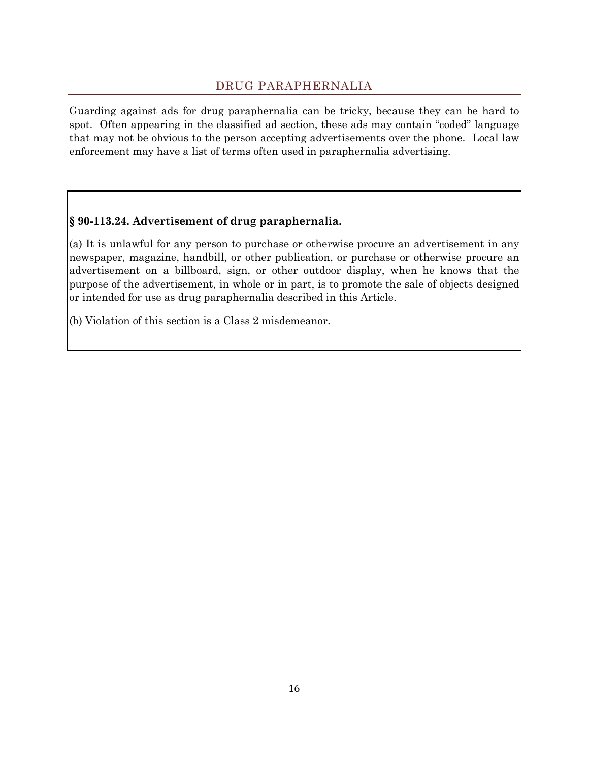## DRUG PARAPHERNALIA

Guarding against ads for drug paraphernalia can be tricky, because they can be hard to spot. Often appearing in the classified ad section, these ads may contain "coded" language that may not be obvious to the person accepting advertisements over the phone. Local law enforcement may have a list of terms often used in paraphernalia advertising.

**§ 90-113.24. Advertisement of drug paraphernalia.**

(a) It is unlawful for any person to purchase or otherwise procure an advertisement in any newspaper, magazine, handbill, or other publication, or purchase or otherwise procure an advertisement on a billboard, sign, or other outdoor display, when he knows that the purpose of the advertisement, in whole or in part, is to promote the sale of objects designed or intended for use as drug paraphernalia described in this Article.

(b) Violation of this section is a Class 2 misdemeanor.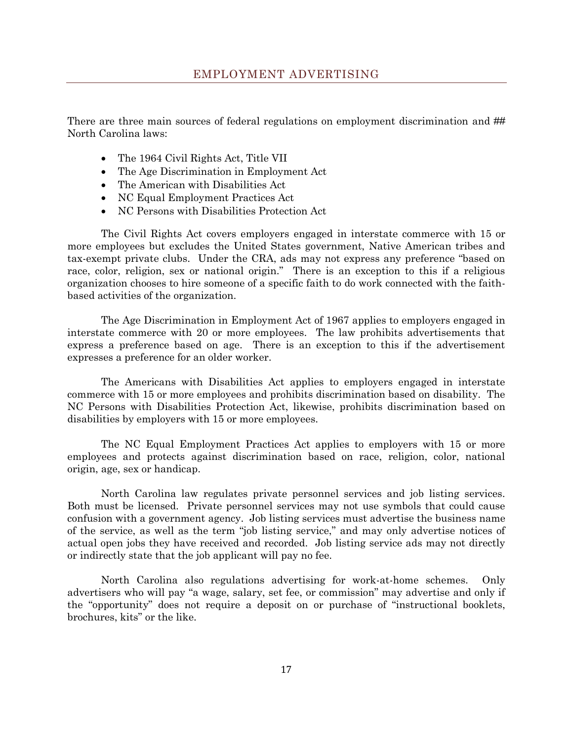# EMPLOYMENT ADVERTISING

There are three main sources of federal regulations on employment discrimination and ## North Carolina laws:

- The 1964 Civil Rights Act, Title VII
- The Age Discrimination in Employment Act
- The American with Disabilities Act
- NC Equal Employment Practices Act
- NC Persons with Disabilities Protection Act

The Civil Rights Act covers employers engaged in interstate commerce with 15 or more employees but excludes the United States government, Native American tribes and tax-exempt private clubs. Under the CRA, ads may not express any preference "based on race, color, religion, sex or national origin." There is an exception to this if a religious organization chooses to hire someone of a specific faith to do work connected with the faith-based activities of the organization.

The Age Discrimination in Employment Act of 1967 applies to employers engaged in interstate commerce with 20 or more employees. The law prohibits advertisements that express a preference based on age. There is an exception to this if the advertisement expresses a preference for an older worker.

The Americans with Disabilities Act applies to employers engaged in interstate commerce with 15 or more employees and prohibits discrimination based on disability. The NC Persons with Disabilities Protection Act, likewise, prohibits discrimination based on disabilities by employers with 15 or more employees.

The NC Equal Employment Practices Act applies to employers with 15 or more employees and protects against discrimination based on race, religion, color, national origin, age, sex or handicap.

North Carolina law regulates private personnel services and job listing services. Both must be licensed. Private personnel services may not use symbols that could cause confusion with a government agency. Job listing services must advertise the business name of the service, as well as the term "job listing service," and may only advertise notices of actual open jobs they have received and recorded. Job listing service ads may not directly or indirectly state that the job applicant will pay no fee.

North Carolina also regulations advertising for work-at-home schemes. Only advertisers who will pay "a wage, salary, set fee, or commission" may advertise and only if the "opportunity" does not require a deposit on or purchase of "instructional booklets, brochures, kits" or the like.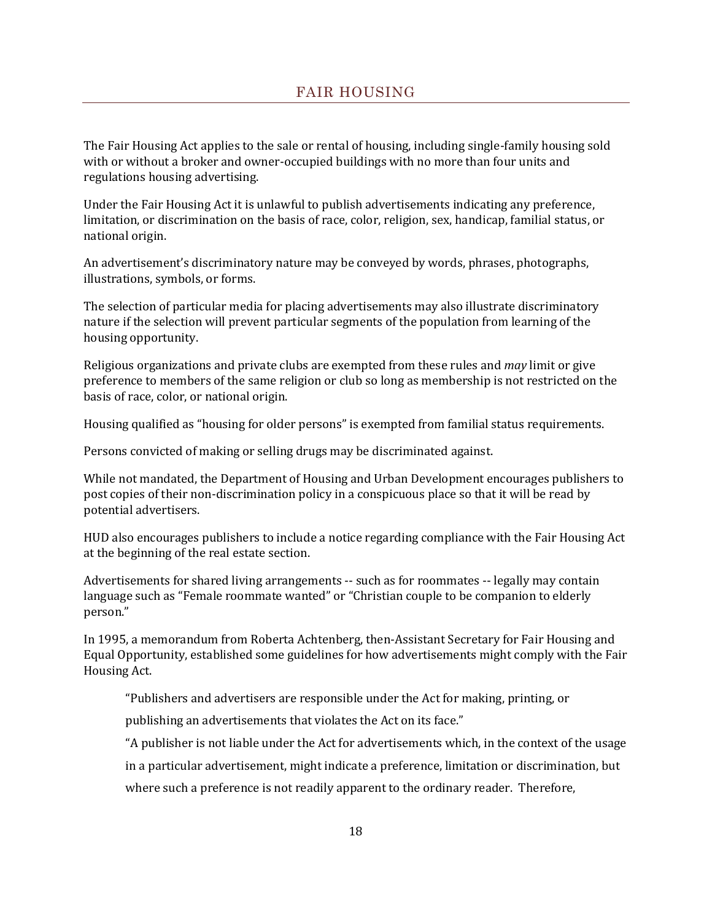# FAIR HOUSING

The Fair Housing Act applies to the sale or rental of housing, including single-family housing sold with or without a broker and owner-occupied buildings with no more than four units and regulations housing advertising.

Under the Fair Housing Act it is unlawful to publish advertisements indicating any preference, limitation, or discrimination on the basis of race, color, religion, sex, handicap, familial status, or national origin.

An advertisement's discriminatory nature may be conveyed by words, phrases, photographs, illustrations, symbols, or forms.

The selection of particular media for placing advertisements may also illustrate discriminatory nature if the selection will prevent particular segments of the population from learning of the housing opportunity.

Religious organizations and private clubs are exempted from these rules and *may* limit or give preference to members of the same religion or club so long as membership is not restricted on the basis of race, color, or national origin.

Housing qualified as "housing for older persons" is exempted from familial status requirements.

Persons convicted of making or selling drugs may be discriminated against.

While not mandated, the Department of Housing and Urban Development encourages publishers to post copies of their non-discrimination policy in a conspicuous place so that it will be read by potential advertisers.

HUD also encourages publishers to include a notice regarding compliance with the Fair Housing Act at the beginning of the real estate section.

Advertisements for shared living arrangements -- such as for roommates -- legally may contain language such as "Female roommate wanted" or "Christian couple to be companion to elderly person."

In 1995, a memorandum from Roberta Achtenberg, then-Assistant Secretary for Fair Housing and Equal Opportunity, established some guidelines for how advertisements might comply with the Fair Housing Act.

> "Publishers and advertisers are responsible under the Act for making, printing, or publishing an advertisements that violates the Act on its face."
>
> "A publisher is not liable under the Act for advertisements which, in the context of the usage in a particular advertisement, might indicate a preference, limitation or discrimination, but where such a preference is not readily apparent to the ordinary reader. Therefore,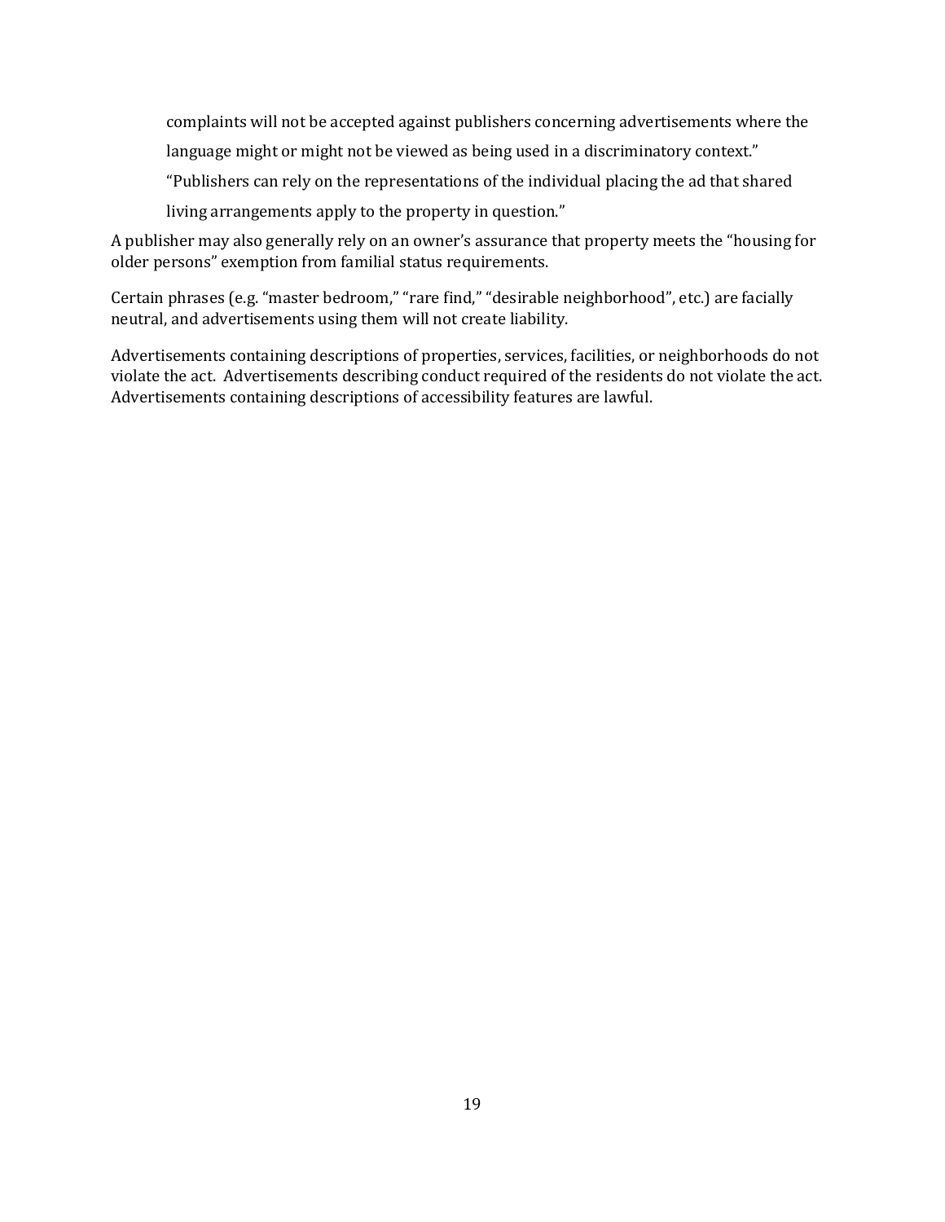> complaints will not be accepted against publishers concerning advertisements where the language might or might not be viewed as being used in a discriminatory context."
>
> "Publishers can rely on the representations of the individual placing the ad that shared living arrangements apply to the property in question."

A publisher may also generally rely on an owner's assurance that property meets the "housing for older persons" exemption from familial status requirements.

Certain phrases (e.g. "master bedroom," "rare find," "desirable neighborhood", etc.) are facially neutral, and advertisements using them will not create liability.

Advertisements containing descriptions of properties, services, facilities, or neighborhoods do not violate the act. Advertisements describing conduct required of the residents do not violate the act. Advertisements containing descriptions of accessibility features are lawful.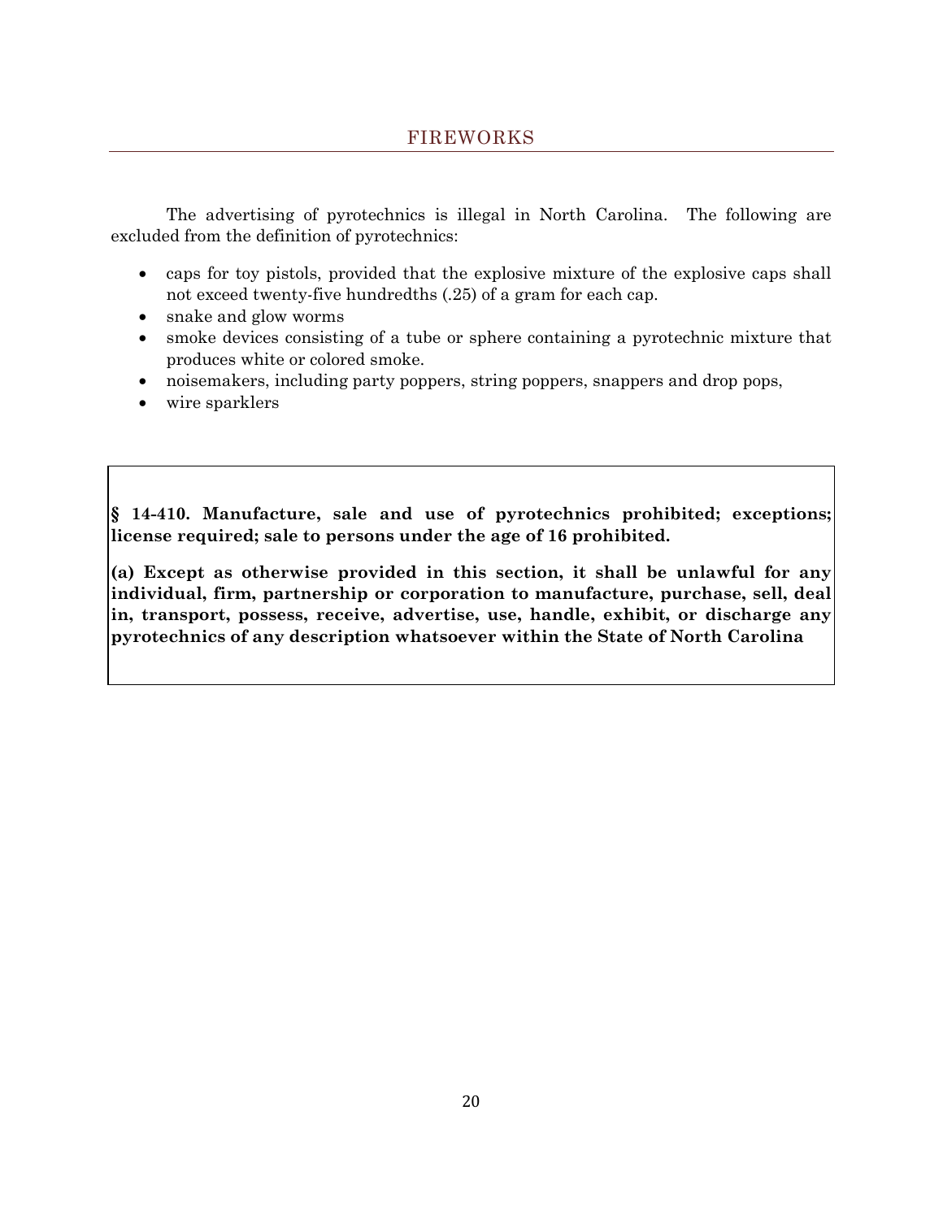## FIREWORKS

The advertising of pyrotechnics is illegal in North Carolina. The following are excluded from the definition of pyrotechnics:

- caps for toy pistols, provided that the explosive mixture of the explosive caps shall not exceed twenty-five hundredths (.25) of a gram for each cap.
- snake and glow worms
- smoke devices consisting of a tube or sphere containing a pyrotechnic mixture that produces white or colored smoke.
- noisemakers, including party poppers, string poppers, snappers and drop pops,
- wire sparklers

**§ 14-410. Manufacture, sale and use of pyrotechnics prohibited; exceptions; license required; sale to persons under the age of 16 prohibited.**

**(a) Except as otherwise provided in this section, it shall be unlawful for any individual, firm, partnership or corporation to manufacture, purchase, sell, deal in, transport, possess, receive, advertise, use, handle, exhibit, or discharge any pyrotechnics of any description whatsoever within the State of North Carolina**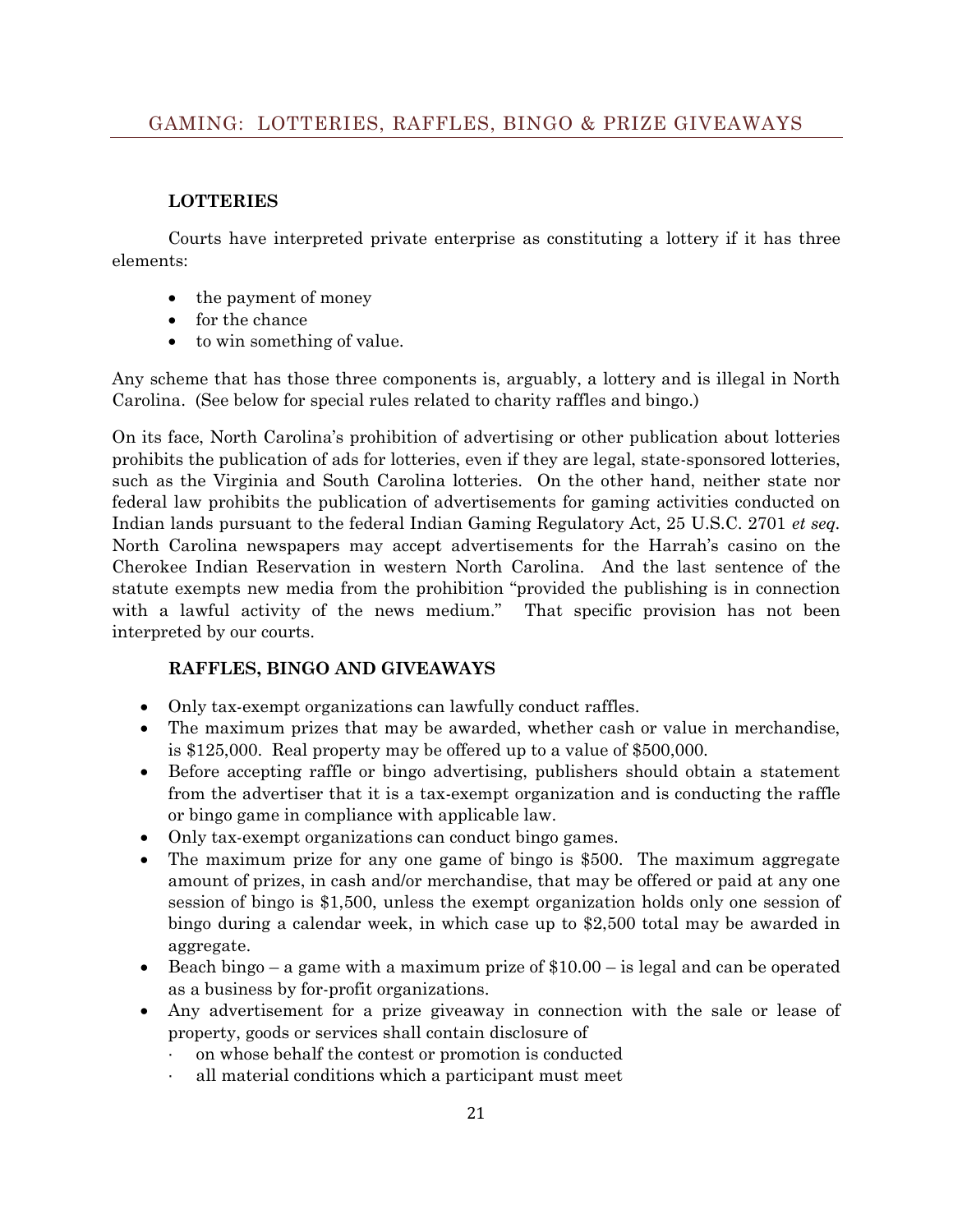## GAMING: LOTTERIES, RAFFLES, BINGO & PRIZE GIVEAWAYS

### LOTTERIES

Courts have interpreted private enterprise as constituting a lottery if it has three elements:

- the payment of money
- for the chance
- to win something of value.

Any scheme that has those three components is, arguably, a lottery and is illegal in North Carolina. (See below for special rules related to charity raffles and bingo.)

On its face, North Carolina's prohibition of advertising or other publication about lotteries prohibits the publication of ads for lotteries, even if they are legal, state-sponsored lotteries, such as the Virginia and South Carolina lotteries. On the other hand, neither state nor federal law prohibits the publication of advertisements for gaming activities conducted on Indian lands pursuant to the federal Indian Gaming Regulatory Act, 25 U.S.C. 2701 *et seq*. North Carolina newspapers may accept advertisements for the Harrah's casino on the Cherokee Indian Reservation in western North Carolina. And the last sentence of the statute exempts new media from the prohibition "provided the publishing is in connection with a lawful activity of the news medium." That specific provision has not been interpreted by our courts.

### RAFFLES, BINGO AND GIVEAWAYS

- Only tax-exempt organizations can lawfully conduct raffles.
- The maximum prizes that may be awarded, whether cash or value in merchandise, is $125,000. Real property may be offered up to a value of $500,000.
- Before accepting raffle or bingo advertising, publishers should obtain a statement from the advertiser that it is a tax-exempt organization and is conducting the raffle or bingo game in compliance with applicable law.
- Only tax-exempt organizations can conduct bingo games.
- The maximum prize for any one game of bingo is $500. The maximum aggregate amount of prizes, in cash and/or merchandise, that may be offered or paid at any one session of bingo is $1,500, unless the exempt organization holds only one session of bingo during a calendar week, in which case up to $2,500 total may be awarded in aggregate.
- Beach bingo – a game with a maximum prize of $10.00 – is legal and can be operated as a business by for-profit organizations.
- Any advertisement for a prize giveaway in connection with the sale or lease of property, goods or services shall contain disclosure of
  - on whose behalf the contest or promotion is conducted
  - all material conditions which a participant must meet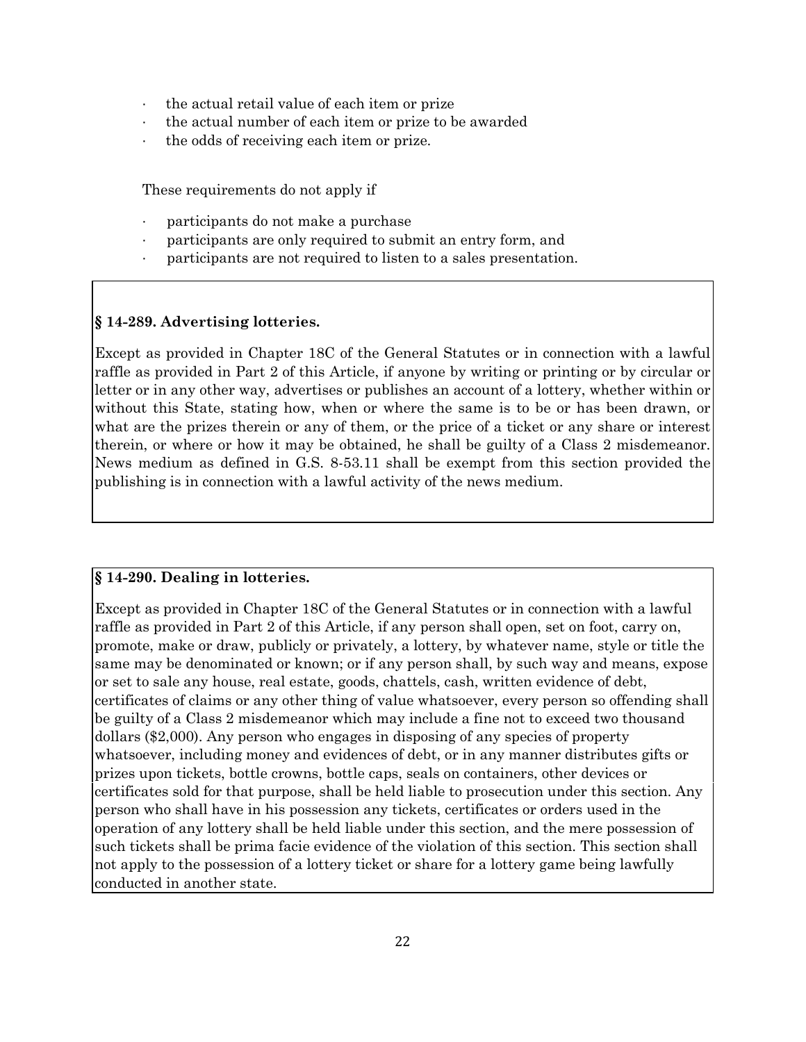- the actual retail value of each item or prize
- the actual number of each item or prize to be awarded
- the odds of receiving each item or prize.

These requirements do not apply if

- participants do not make a purchase
- participants are only required to submit an entry form, and
- participants are not required to listen to a sales presentation.

**§ 14-289. Advertising lotteries.**

Except as provided in Chapter 18C of the General Statutes or in connection with a lawful raffle as provided in Part 2 of this Article, if anyone by writing or printing or by circular or letter or in any other way, advertises or publishes an account of a lottery, whether within or without this State, stating how, when or where the same is to be or has been drawn, or what are the prizes therein or any of them, or the price of a ticket or any share or interest therein, or where or how it may be obtained, he shall be guilty of a Class 2 misdemeanor. News medium as defined in G.S. 8-53.11 shall be exempt from this section provided the publishing is in connection with a lawful activity of the news medium.

**§ 14-290. Dealing in lotteries.**

Except as provided in Chapter 18C of the General Statutes or in connection with a lawful raffle as provided in Part 2 of this Article, if any person shall open, set on foot, carry on, promote, make or draw, publicly or privately, a lottery, by whatever name, style or title the same may be denominated or known; or if any person shall, by such way and means, expose or set to sale any house, real estate, goods, chattels, cash, written evidence of debt, certificates of claims or any other thing of value whatsoever, every person so offending shall be guilty of a Class 2 misdemeanor which may include a fine not to exceed two thousand dollars ($2,000). Any person who engages in disposing of any species of property whatsoever, including money and evidences of debt, or in any manner distributes gifts or prizes upon tickets, bottle crowns, bottle caps, seals on containers, other devices or certificates sold for that purpose, shall be held liable to prosecution under this section. Any person who shall have in his possession any tickets, certificates or orders used in the operation of any lottery shall be held liable under this section, and the mere possession of such tickets shall be prima facie evidence of the violation of this section. This section shall not apply to the possession of a lottery ticket or share for a lottery game being lawfully conducted in another state.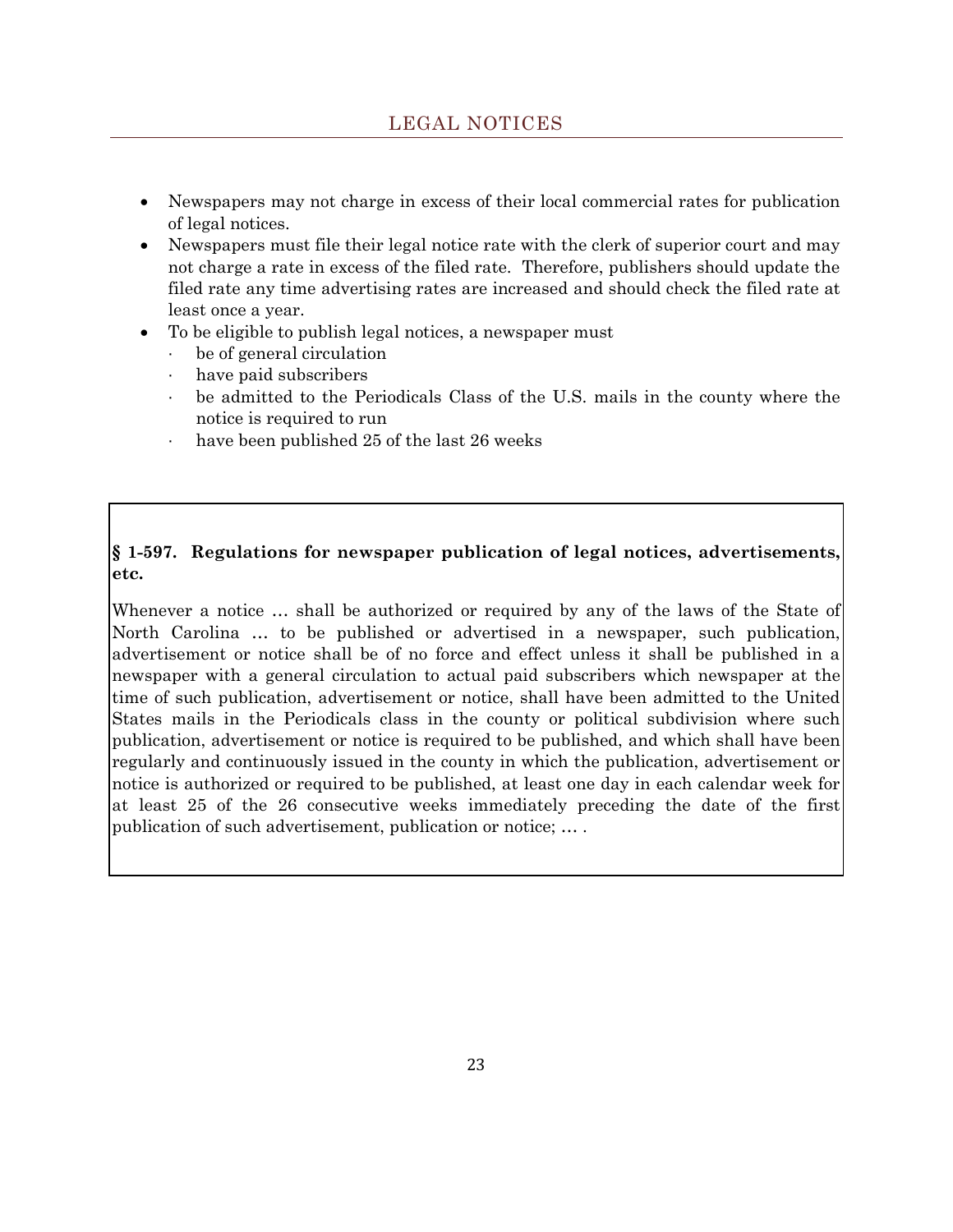## LEGAL NOTICES

- Newspapers may not charge in excess of their local commercial rates for publication of legal notices.
- Newspapers must file their legal notice rate with the clerk of superior court and may not charge a rate in excess of the filed rate. Therefore, publishers should update the filed rate any time advertising rates are increased and should check the filed rate at least once a year.
- To be eligible to publish legal notices, a newspaper must
  - be of general circulation
  - have paid subscribers
  - be admitted to the Periodicals Class of the U.S. mails in the county where the notice is required to run
  - have been published 25 of the last 26 weeks

**§ 1-597. Regulations for newspaper publication of legal notices, advertisements, etc.**

Whenever a notice … shall be authorized or required by any of the laws of the State of North Carolina … to be published or advertised in a newspaper, such publication, advertisement or notice shall be of no force and effect unless it shall be published in a newspaper with a general circulation to actual paid subscribers which newspaper at the time of such publication, advertisement or notice, shall have been admitted to the United States mails in the Periodicals class in the county or political subdivision where such publication, advertisement or notice is required to be published, and which shall have been regularly and continuously issued in the county in which the publication, advertisement or notice is authorized or required to be published, at least one day in each calendar week for at least 25 of the 26 consecutive weeks immediately preceding the date of the first publication of such advertisement, publication or notice; … .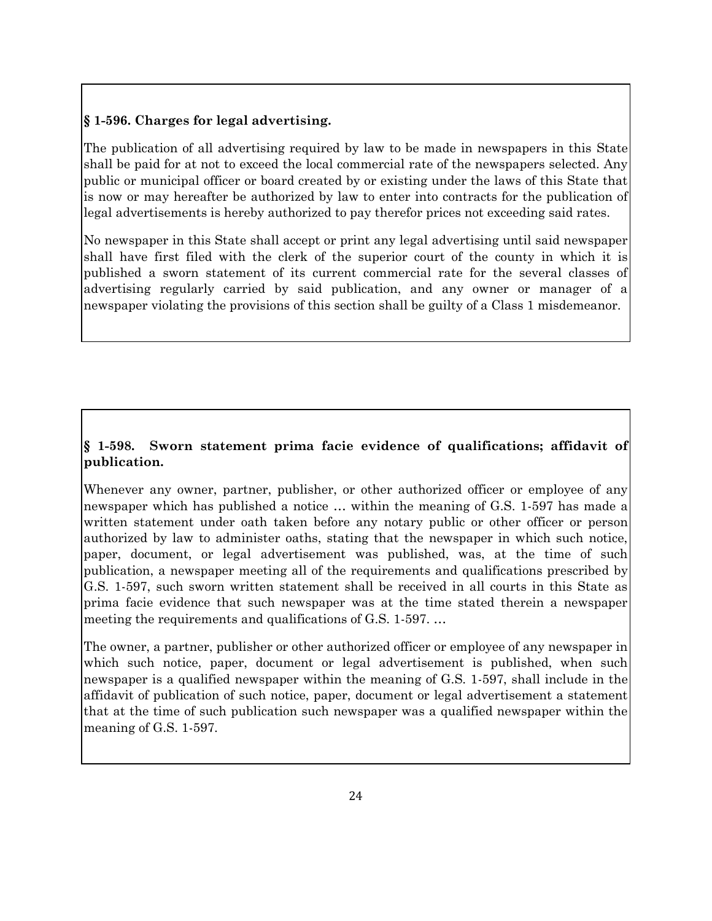**§ 1-596. Charges for legal advertising.**

The publication of all advertising required by law to be made in newspapers in this State shall be paid for at not to exceed the local commercial rate of the newspapers selected. Any public or municipal officer or board created by or existing under the laws of this State that is now or may hereafter be authorized by law to enter into contracts for the publication of legal advertisements is hereby authorized to pay therefor prices not exceeding said rates.

No newspaper in this State shall accept or print any legal advertising until said newspaper shall have first filed with the clerk of the superior court of the county in which it is published a sworn statement of its current commercial rate for the several classes of advertising regularly carried by said publication, and any owner or manager of a newspaper violating the provisions of this section shall be guilty of a Class 1 misdemeanor.

**§ 1-598. Sworn statement prima facie evidence of qualifications; affidavit of publication.**

Whenever any owner, partner, publisher, or other authorized officer or employee of any newspaper which has published a notice … within the meaning of G.S. 1-597 has made a written statement under oath taken before any notary public or other officer or person authorized by law to administer oaths, stating that the newspaper in which such notice, paper, document, or legal advertisement was published, was, at the time of such publication, a newspaper meeting all of the requirements and qualifications prescribed by G.S. 1-597, such sworn written statement shall be received in all courts in this State as prima facie evidence that such newspaper was at the time stated therein a newspaper meeting the requirements and qualifications of G.S. 1-597. …

The owner, a partner, publisher or other authorized officer or employee of any newspaper in which such notice, paper, document or legal advertisement is published, when such newspaper is a qualified newspaper within the meaning of G.S. 1-597, shall include in the affidavit of publication of such notice, paper, document or legal advertisement a statement that at the time of such publication such newspaper was a qualified newspaper within the meaning of G.S. 1-597.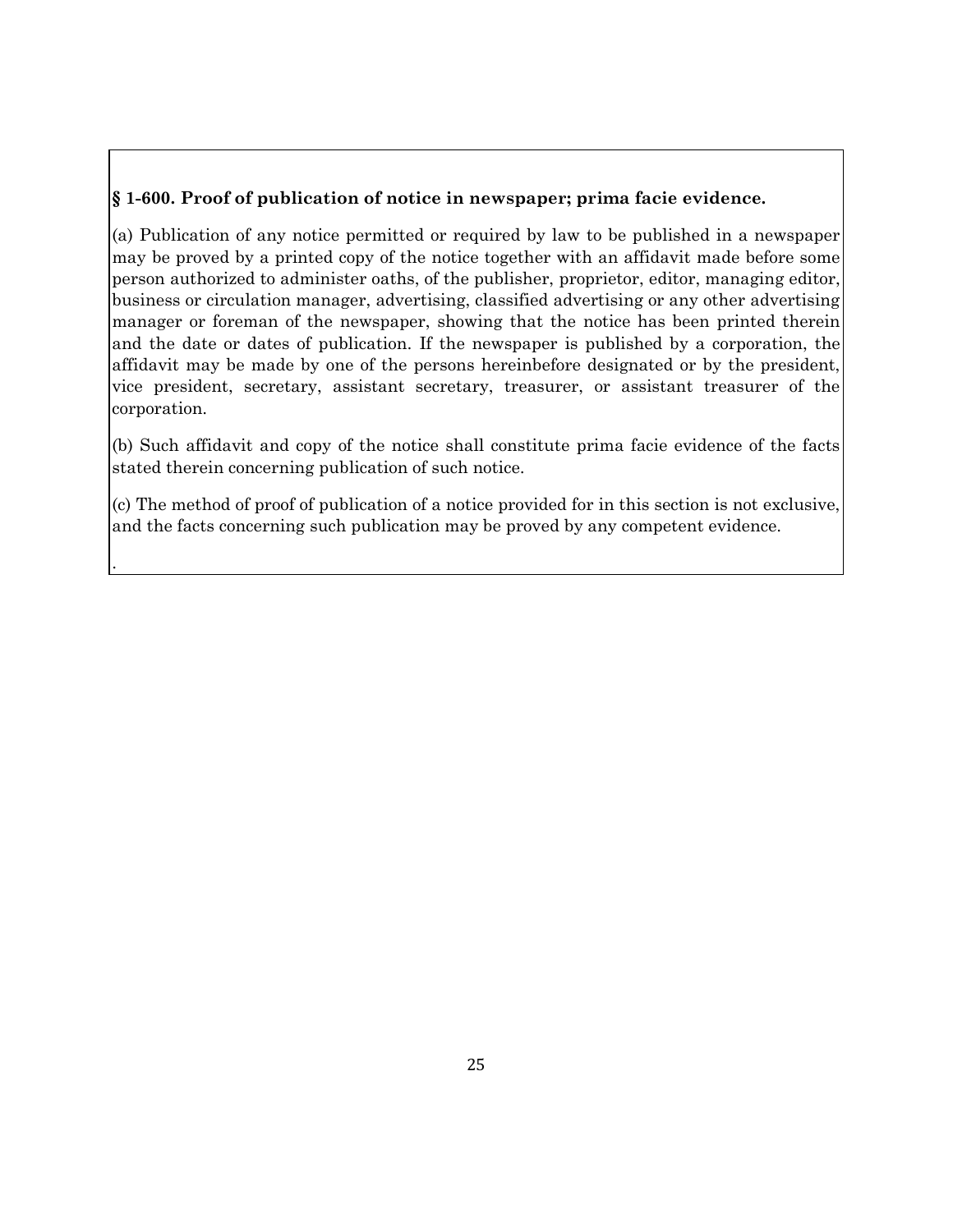**§ 1-600. Proof of publication of notice in newspaper; prima facie evidence.**

(a) Publication of any notice permitted or required by law to be published in a newspaper may be proved by a printed copy of the notice together with an affidavit made before some person authorized to administer oaths, of the publisher, proprietor, editor, managing editor, business or circulation manager, advertising, classified advertising or any other advertising manager or foreman of the newspaper, showing that the notice has been printed therein and the date or dates of publication. If the newspaper is published by a corporation, the affidavit may be made by one of the persons hereinbefore designated or by the president, vice president, secretary, assistant secretary, treasurer, or assistant treasurer of the corporation.

(b) Such affidavit and copy of the notice shall constitute prima facie evidence of the facts stated therein concerning publication of such notice.

(c) The method of proof of publication of a notice provided for in this section is not exclusive, and the facts concerning such publication may be proved by any competent evidence.

.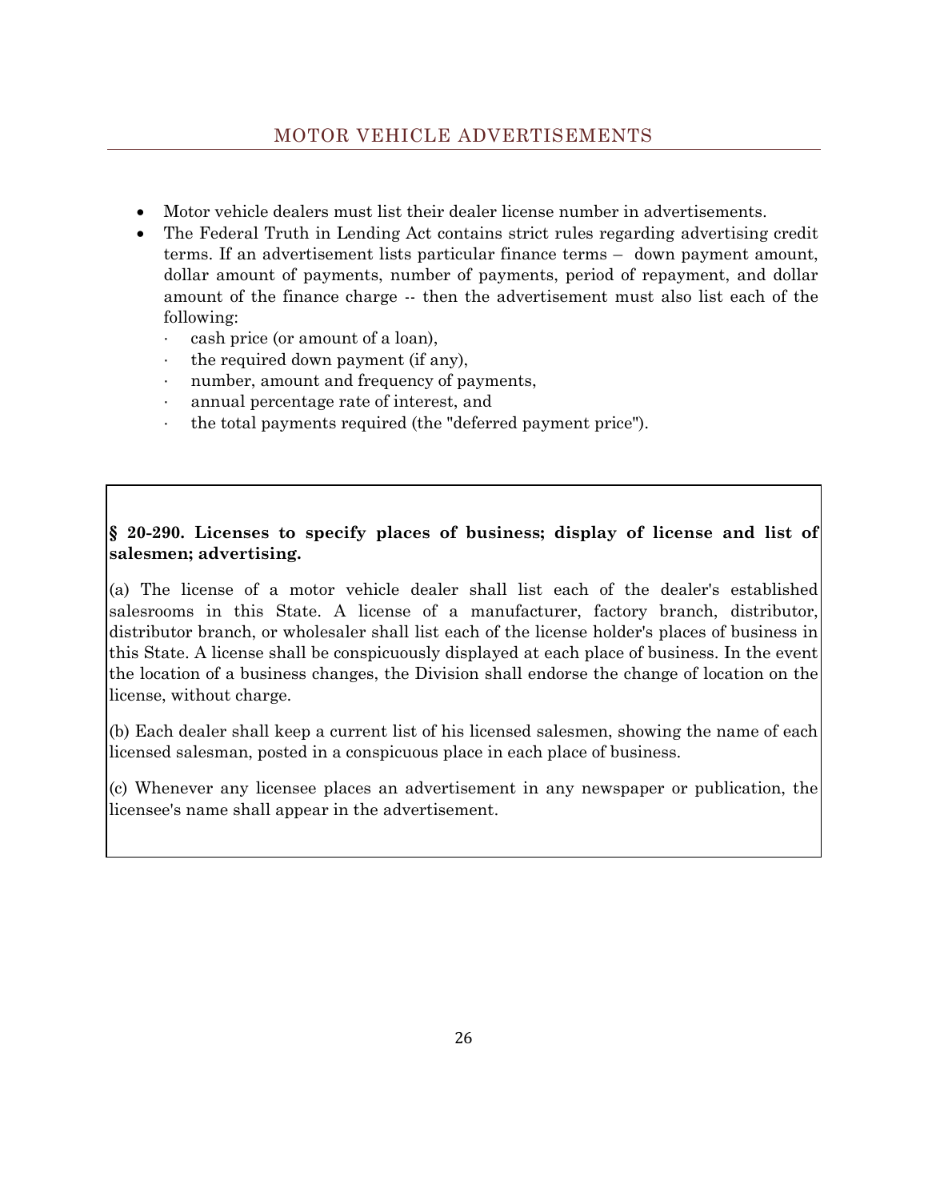## MOTOR VEHICLE ADVERTISEMENTS

- Motor vehicle dealers must list their dealer license number in advertisements.
- The Federal Truth in Lending Act contains strict rules regarding advertising credit terms. If an advertisement lists particular finance terms – down payment amount, dollar amount of payments, number of payments, period of repayment, and dollar amount of the finance charge -- then the advertisement must also list each of the following:
  - cash price (or amount of a loan),
  - the required down payment (if any),
  - number, amount and frequency of payments,
  - annual percentage rate of interest, and
  - the total payments required (the "deferred payment price").

**§ 20-290. Licenses to specify places of business; display of license and list of salesmen; advertising.**

(a) The license of a motor vehicle dealer shall list each of the dealer's established salesrooms in this State. A license of a manufacturer, factory branch, distributor, distributor branch, or wholesaler shall list each of the license holder's places of business in this State. A license shall be conspicuously displayed at each place of business. In the event the location of a business changes, the Division shall endorse the change of location on the license, without charge.

(b) Each dealer shall keep a current list of his licensed salesmen, showing the name of each licensed salesman, posted in a conspicuous place in each place of business.

(c) Whenever any licensee places an advertisement in any newspaper or publication, the licensee's name shall appear in the advertisement.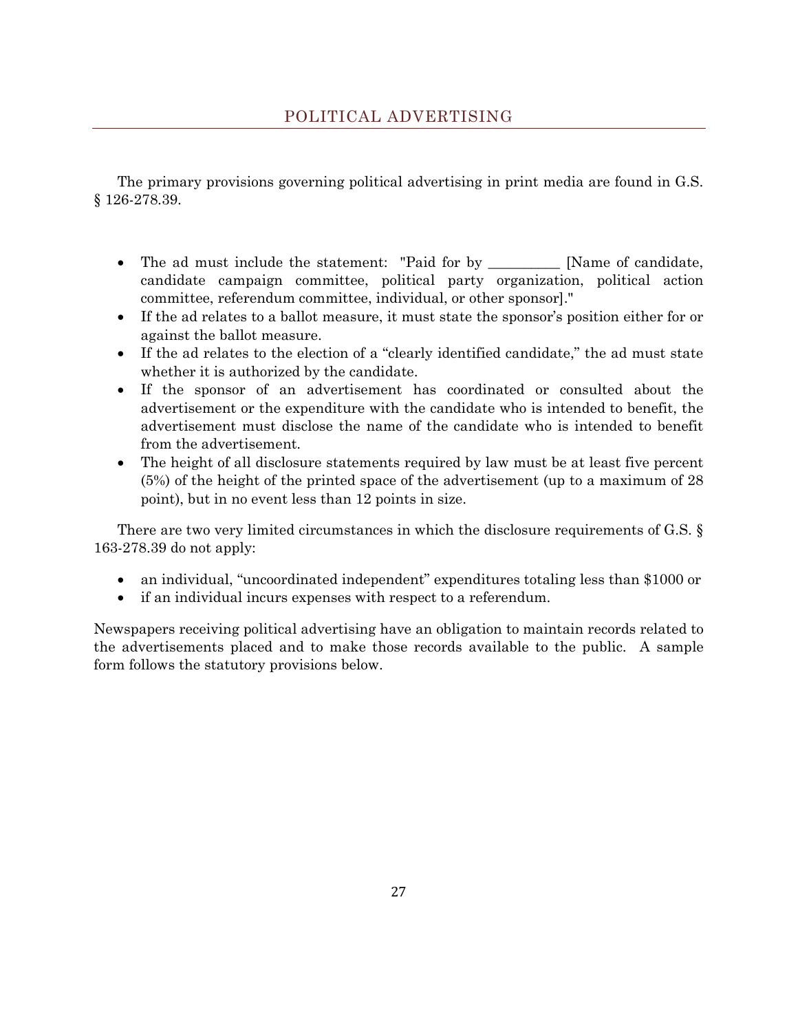## POLITICAL ADVERTISING

The primary provisions governing political advertising in print media are found in G.S. § 126-278.39.

- The ad must include the statement: "Paid for by __________ [Name of candidate, candidate campaign committee, political party organization, political action committee, referendum committee, individual, or other sponsor]."
- If the ad relates to a ballot measure, it must state the sponsor's position either for or against the ballot measure.
- If the ad relates to the election of a "clearly identified candidate," the ad must state whether it is authorized by the candidate.
- If the sponsor of an advertisement has coordinated or consulted about the advertisement or the expenditure with the candidate who is intended to benefit, the advertisement must disclose the name of the candidate who is intended to benefit from the advertisement.
- The height of all disclosure statements required by law must be at least five percent (5%) of the height of the printed space of the advertisement (up to a maximum of 28 point), but in no event less than 12 points in size.

There are two very limited circumstances in which the disclosure requirements of G.S. § 163-278.39 do not apply:

- an individual, "uncoordinated independent" expenditures totaling less than $1000 or
- if an individual incurs expenses with respect to a referendum.

Newspapers receiving political advertising have an obligation to maintain records related to the advertisements placed and to make those records available to the public. A sample form follows the statutory provisions below.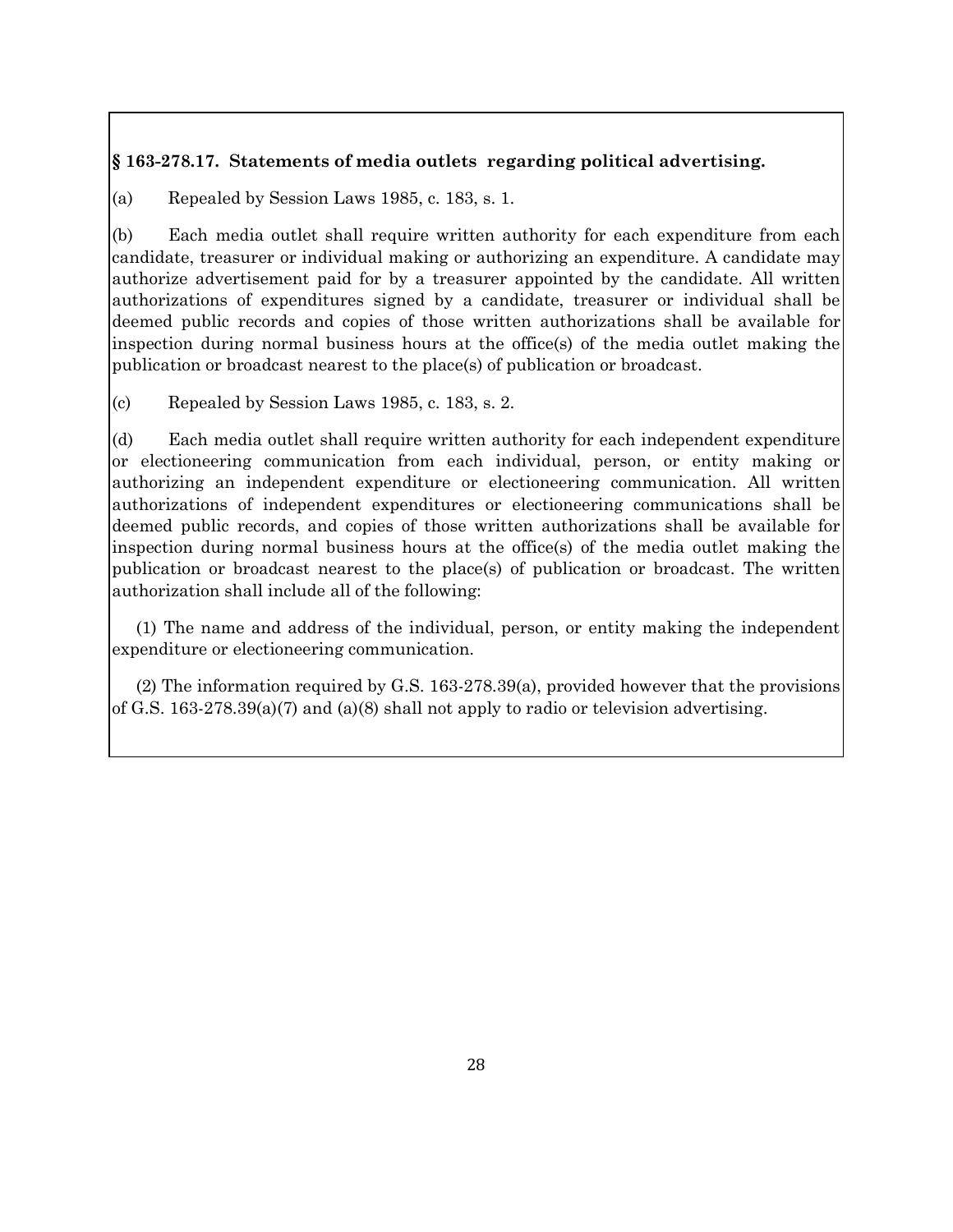**§ 163-278.17. Statements of media outlets regarding political advertising.**

(a) Repealed by Session Laws 1985, c. 183, s. 1.

(b) Each media outlet shall require written authority for each expenditure from each candidate, treasurer or individual making or authorizing an expenditure. A candidate may authorize advertisement paid for by a treasurer appointed by the candidate. All written authorizations of expenditures signed by a candidate, treasurer or individual shall be deemed public records and copies of those written authorizations shall be available for inspection during normal business hours at the office(s) of the media outlet making the publication or broadcast nearest to the place(s) of publication or broadcast.

(c) Repealed by Session Laws 1985, c. 183, s. 2.

(d) Each media outlet shall require written authority for each independent expenditure or electioneering communication from each individual, person, or entity making or authorizing an independent expenditure or electioneering communication. All written authorizations of independent expenditures or electioneering communications shall be deemed public records, and copies of those written authorizations shall be available for inspection during normal business hours at the office(s) of the media outlet making the publication or broadcast nearest to the place(s) of publication or broadcast. The written authorization shall include all of the following:

(1) The name and address of the individual, person, or entity making the independent expenditure or electioneering communication.

(2) The information required by G.S. 163-278.39(a), provided however that the provisions of G.S. 163-278.39(a)(7) and (a)(8) shall not apply to radio or television advertising.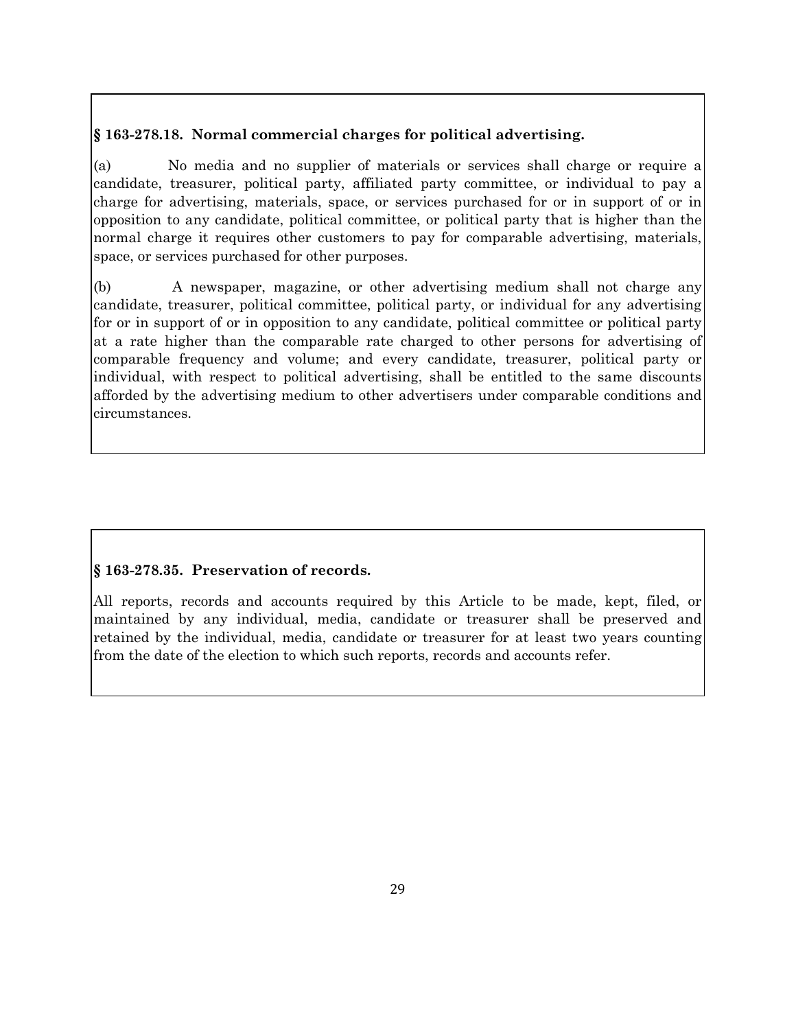**§ 163-278.18. Normal commercial charges for political advertising.**

(a) No media and no supplier of materials or services shall charge or require a candidate, treasurer, political party, affiliated party committee, or individual to pay a charge for advertising, materials, space, or services purchased for or in support of or in opposition to any candidate, political committee, or political party that is higher than the normal charge it requires other customers to pay for comparable advertising, materials, space, or services purchased for other purposes.

(b) A newspaper, magazine, or other advertising medium shall not charge any candidate, treasurer, political committee, political party, or individual for any advertising for or in support of or in opposition to any candidate, political committee or political party at a rate higher than the comparable rate charged to other persons for advertising of comparable frequency and volume; and every candidate, treasurer, political party or individual, with respect to political advertising, shall be entitled to the same discounts afforded by the advertising medium to other advertisers under comparable conditions and circumstances.

**§ 163-278.35. Preservation of records.**

All reports, records and accounts required by this Article to be made, kept, filed, or maintained by any individual, media, candidate or treasurer shall be preserved and retained by the individual, media, candidate or treasurer for at least two years counting from the date of the election to which such reports, records and accounts refer.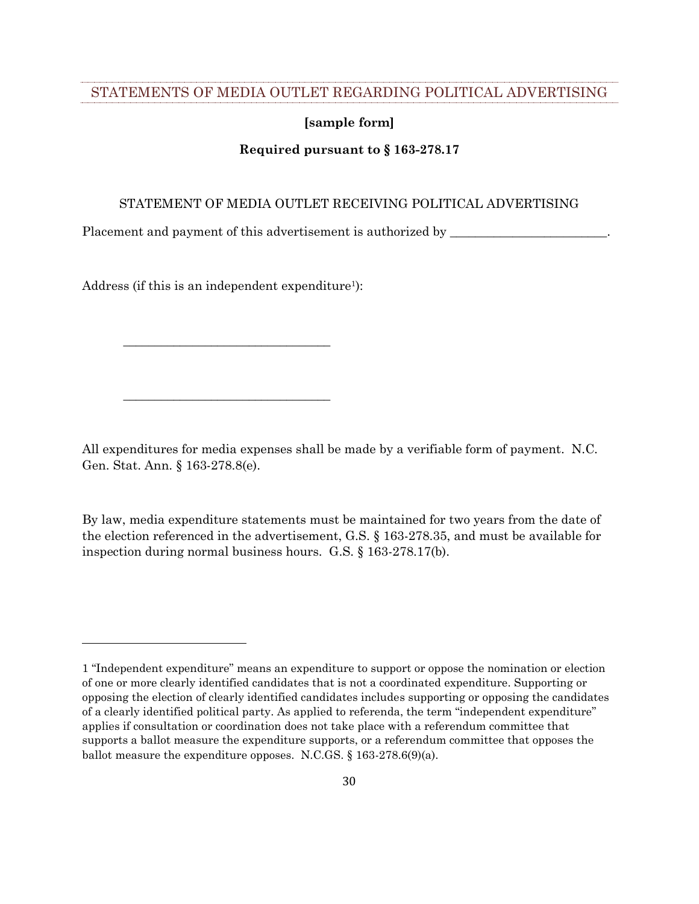## STATEMENTS OF MEDIA OUTLET REGARDING POLITICAL ADVERTISING

**[sample form]**

**Required pursuant to § 163-278.17**

STATEMENT OF MEDIA OUTLET RECEIVING POLITICAL ADVERTISING

Placement and payment of this advertisement is authorized by _________________________.

Address (if this is an independent expenditure[1]):

_________________________________

_________________________________

All expenditures for media expenses shall be made by a verifiable form of payment. N.C. Gen. Stat. Ann. § 163-278.8(e).

By law, media expenditure statements must be maintained for two years from the date of the election referenced in the advertisement, G.S. § 163-278.35, and must be available for inspection during normal business hours. G.S. § 163-278.17(b).

---

1 "Independent expenditure" means an expenditure to support or oppose the nomination or election of one or more clearly identified candidates that is not a coordinated expenditure. Supporting or opposing the election of clearly identified candidates includes supporting or opposing the candidates of a clearly identified political party. As applied to referenda, the term "independent expenditure" applies if consultation or coordination does not take place with a referendum committee that supports a ballot measure the expenditure supports, or a referendum committee that opposes the ballot measure the expenditure opposes. N.C.GS. § 163-278.6(9)(a).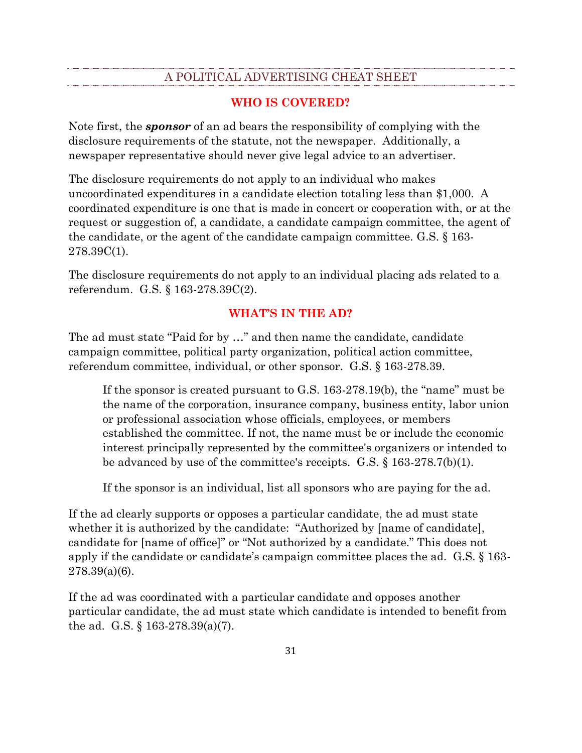## A POLITICAL ADVERTISING CHEAT SHEET

### WHO IS COVERED?

Note first, the ***sponsor*** of an ad bears the responsibility of complying with the disclosure requirements of the statute, not the newspaper. Additionally, a newspaper representative should never give legal advice to an advertiser.

The disclosure requirements do not apply to an individual who makes uncoordinated expenditures in a candidate election totaling less than $1,000. A coordinated expenditure is one that is made in concert or cooperation with, or at the request or suggestion of, a candidate, a candidate campaign committee, the agent of the candidate, or the agent of the candidate campaign committee. G.S. § 163-278.39C(1).

The disclosure requirements do not apply to an individual placing ads related to a referendum. G.S. § 163-278.39C(2).

### WHAT'S IN THE AD?

The ad must state "Paid for by …" and then name the candidate, candidate campaign committee, political party organization, political action committee, referendum committee, individual, or other sponsor. G.S. § 163-278.39.

> If the sponsor is created pursuant to G.S. 163-278.19(b), the "name" must be the name of the corporation, insurance company, business entity, labor union or professional association whose officials, employees, or members established the committee. If not, the name must be or include the economic interest principally represented by the committee's organizers or intended to be advanced by use of the committee's receipts. G.S. § 163-278.7(b)(1).
>
> If the sponsor is an individual, list all sponsors who are paying for the ad.

If the ad clearly supports or opposes a particular candidate, the ad must state whether it is authorized by the candidate: "Authorized by [name of candidate], candidate for [name of office]" or "Not authorized by a candidate." This does not apply if the candidate or candidate's campaign committee places the ad. G.S. § 163-278.39(a)(6).

If the ad was coordinated with a particular candidate and opposes another particular candidate, the ad must state which candidate is intended to benefit from the ad. G.S. § 163-278.39(a)(7).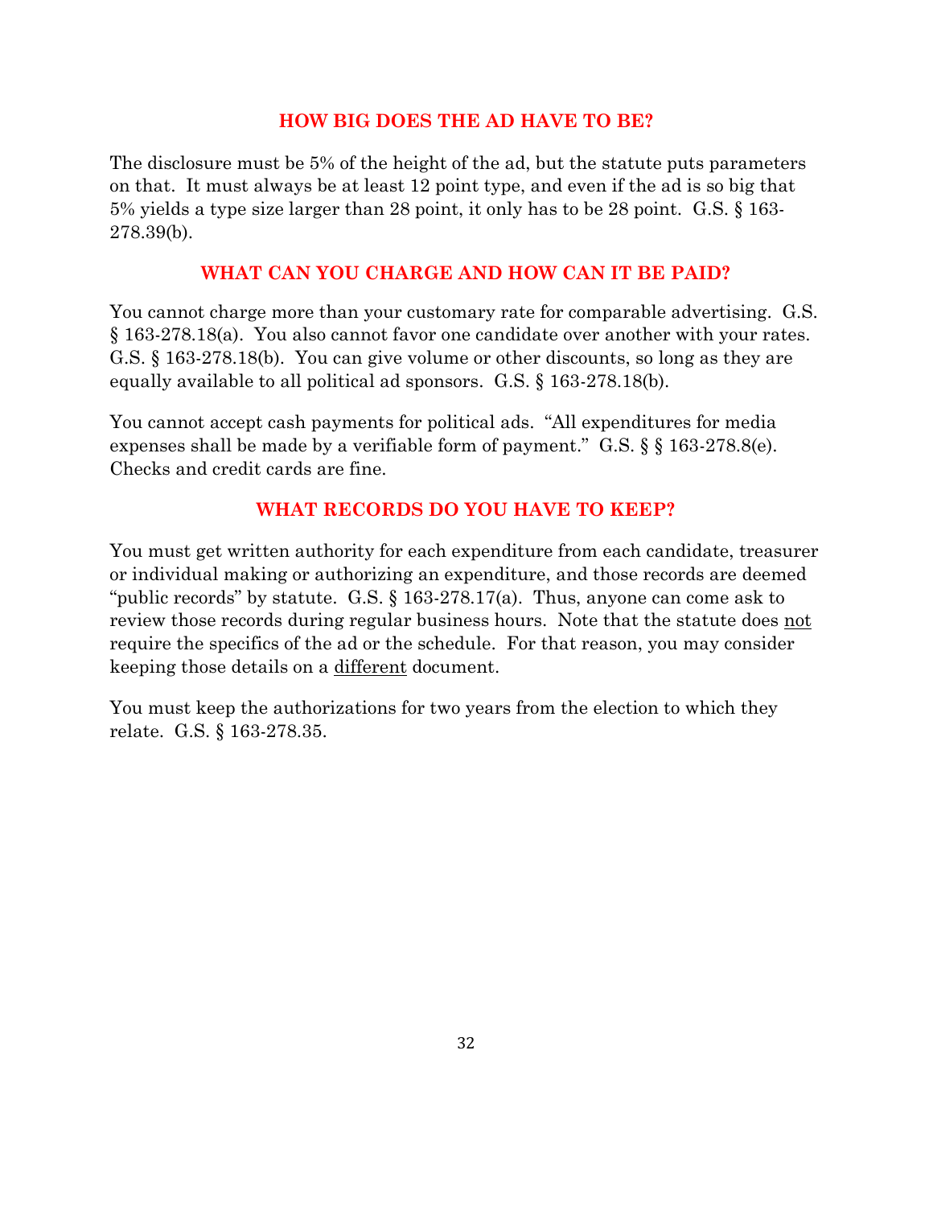## HOW BIG DOES THE AD HAVE TO BE?

The disclosure must be 5% of the height of the ad, but the statute puts parameters on that. It must always be at least 12 point type, and even if the ad is so big that 5% yields a type size larger than 28 point, it only has to be 28 point. G.S. § 163-278.39(b).

## WHAT CAN YOU CHARGE AND HOW CAN IT BE PAID?

You cannot charge more than your customary rate for comparable advertising. G.S. § 163-278.18(a). You also cannot favor one candidate over another with your rates. G.S. § 163-278.18(b). You can give volume or other discounts, so long as they are equally available to all political ad sponsors. G.S. § 163-278.18(b).

You cannot accept cash payments for political ads. "All expenditures for media expenses shall be made by a verifiable form of payment." G.S. § § 163-278.8(e). Checks and credit cards are fine.

## WHAT RECORDS DO YOU HAVE TO KEEP?

You must get written authority for each expenditure from each candidate, treasurer or individual making or authorizing an expenditure, and those records are deemed "public records" by statute. G.S. § 163-278.17(a). Thus, anyone can come ask to review those records during regular business hours. Note that the statute does <u>not</u> require the specifics of the ad or the schedule. For that reason, you may consider keeping those details on a <u>different</u> document.

You must keep the authorizations for two years from the election to which they relate. G.S. § 163-278.35.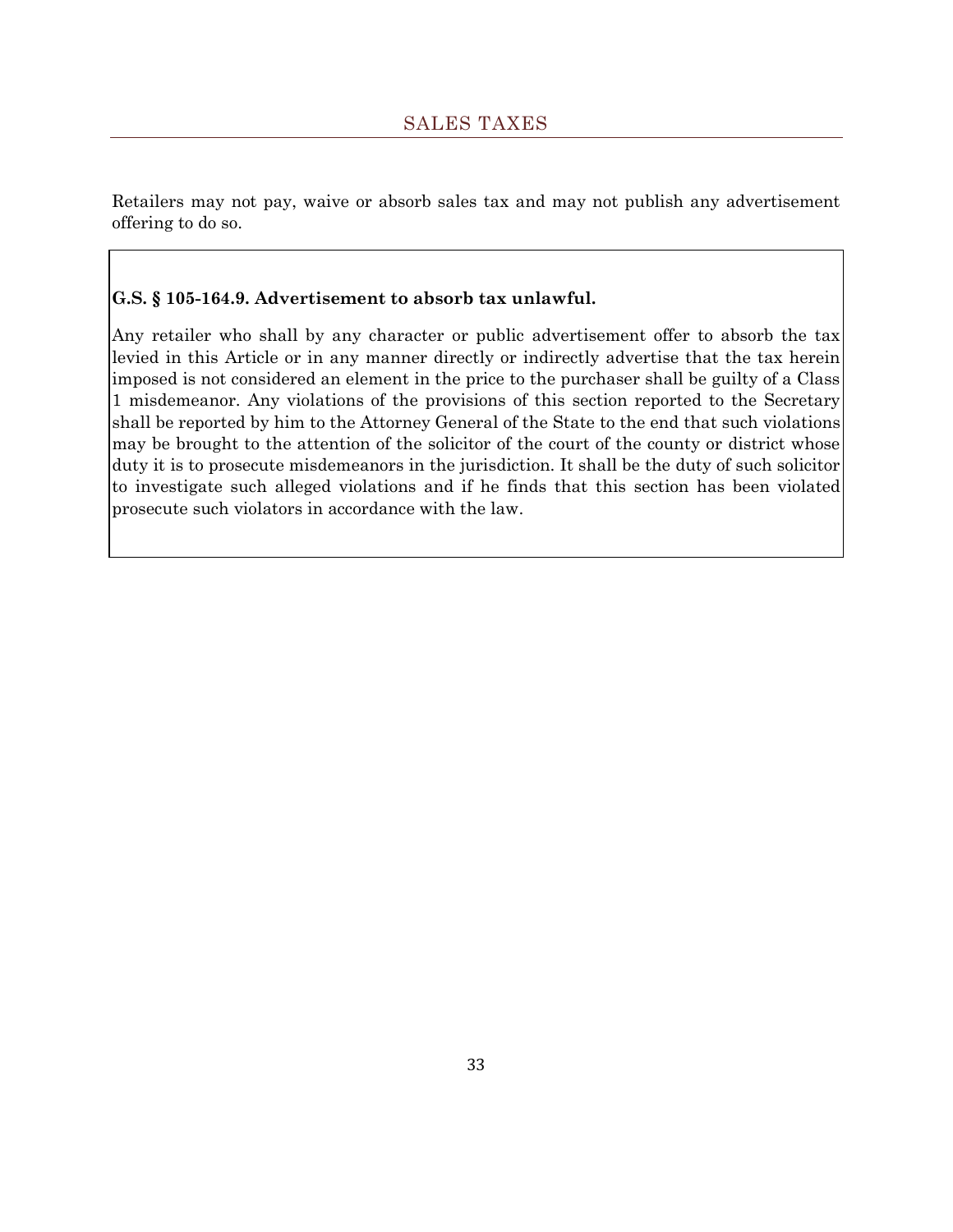Retailers may not pay, waive or absorb sales tax and may not publish any advertisement offering to do so.

**G.S. § 105-164.9. Advertisement to absorb tax unlawful.**

Any retailer who shall by any character or public advertisement offer to absorb the tax levied in this Article or in any manner directly or indirectly advertise that the tax herein imposed is not considered an element in the price to the purchaser shall be guilty of a Class 1 misdemeanor. Any violations of the provisions of this section reported to the Secretary shall be reported by him to the Attorney General of the State to the end that such violations may be brought to the attention of the solicitor of the court of the county or district whose duty it is to prosecute misdemeanors in the jurisdiction. It shall be the duty of such solicitor to investigate such alleged violations and if he finds that this section has been violated prosecute such violators in accordance with the law.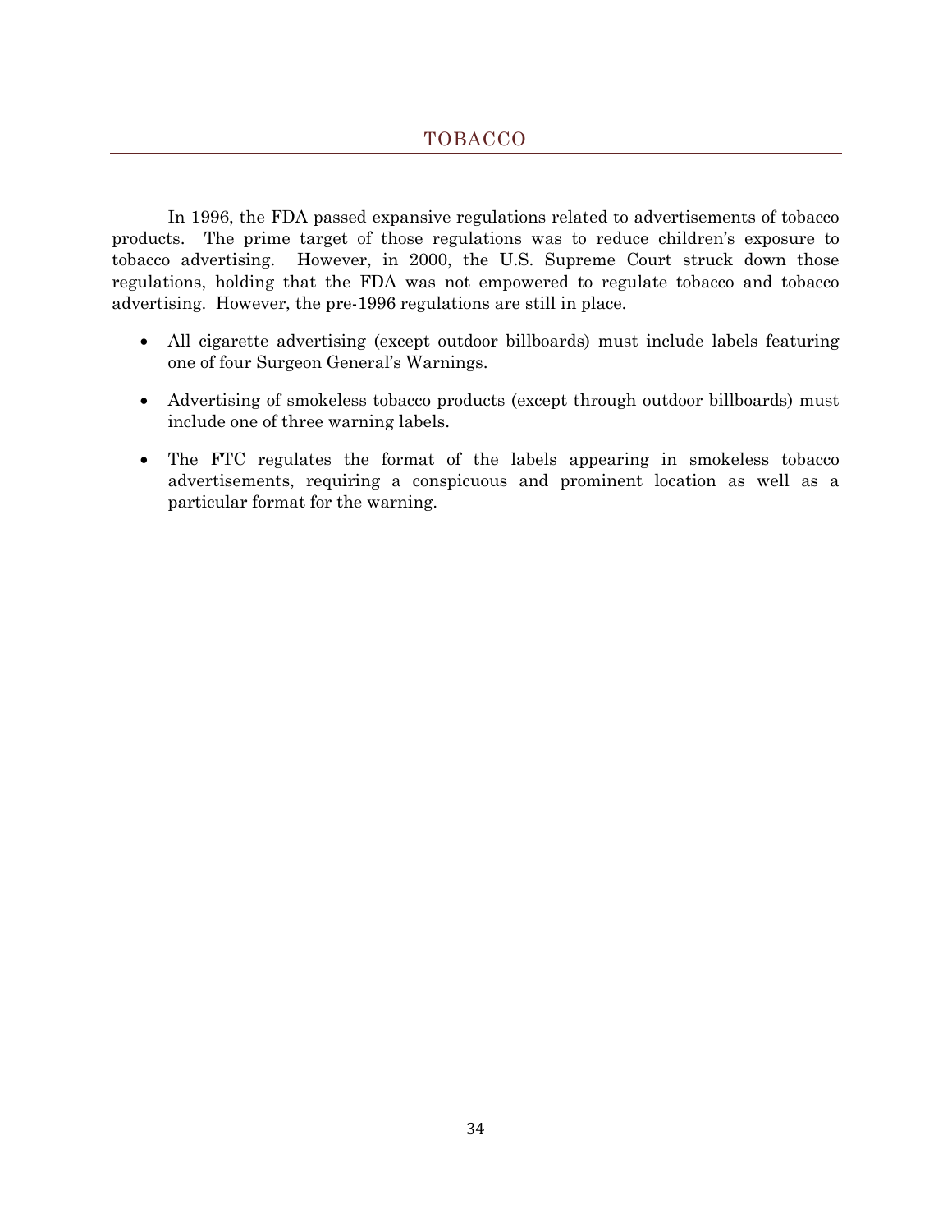## TOBACCO

In 1996, the FDA passed expansive regulations related to advertisements of tobacco products. The prime target of those regulations was to reduce children's exposure to tobacco advertising. However, in 2000, the U.S. Supreme Court struck down those regulations, holding that the FDA was not empowered to regulate tobacco and tobacco advertising. However, the pre-1996 regulations are still in place.

- All cigarette advertising (except outdoor billboards) must include labels featuring one of four Surgeon General's Warnings.
- Advertising of smokeless tobacco products (except through outdoor billboards) must include one of three warning labels.
- The FTC regulates the format of the labels appearing in smokeless tobacco advertisements, requiring a conspicuous and prominent location as well as a particular format for the warning.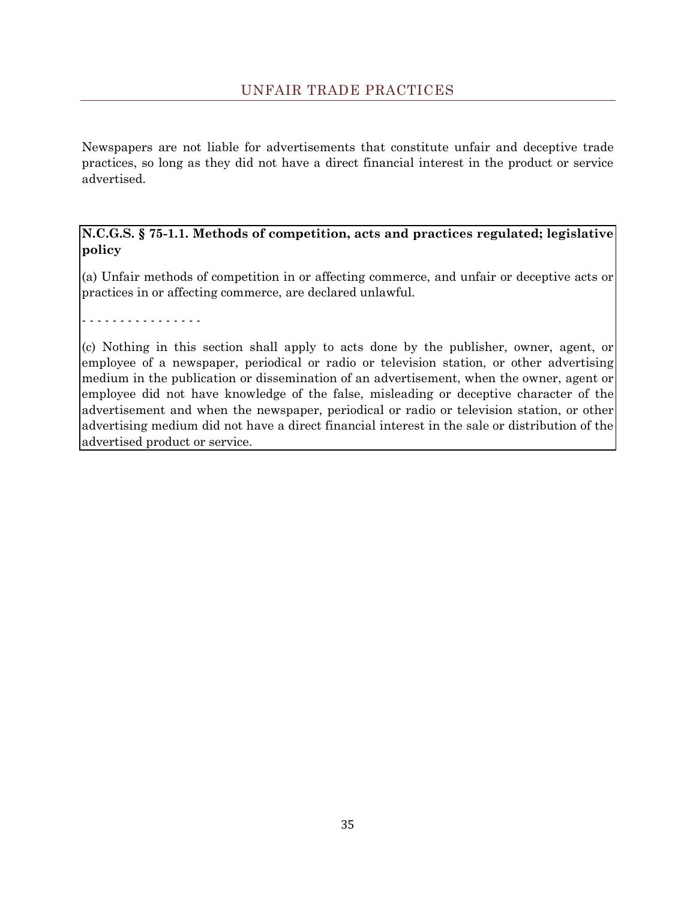## UNFAIR TRADE PRACTICES

Newspapers are not liable for advertisements that constitute unfair and deceptive trade practices, so long as they did not have a direct financial interest in the product or service advertised.

**N.C.G.S. § 75-1.1. Methods of competition, acts and practices regulated; legislative policy**

(a) Unfair methods of competition in or affecting commerce, and unfair or deceptive acts or practices in or affecting commerce, are declared unlawful.

- - - - - - - - - - - - - - - -

(c) Nothing in this section shall apply to acts done by the publisher, owner, agent, or employee of a newspaper, periodical or radio or television station, or other advertising medium in the publication or dissemination of an advertisement, when the owner, agent or employee did not have knowledge of the false, misleading or deceptive character of the advertisement and when the newspaper, periodical or radio or television station, or other advertising medium did not have a direct financial interest in the sale or distribution of the advertised product or service.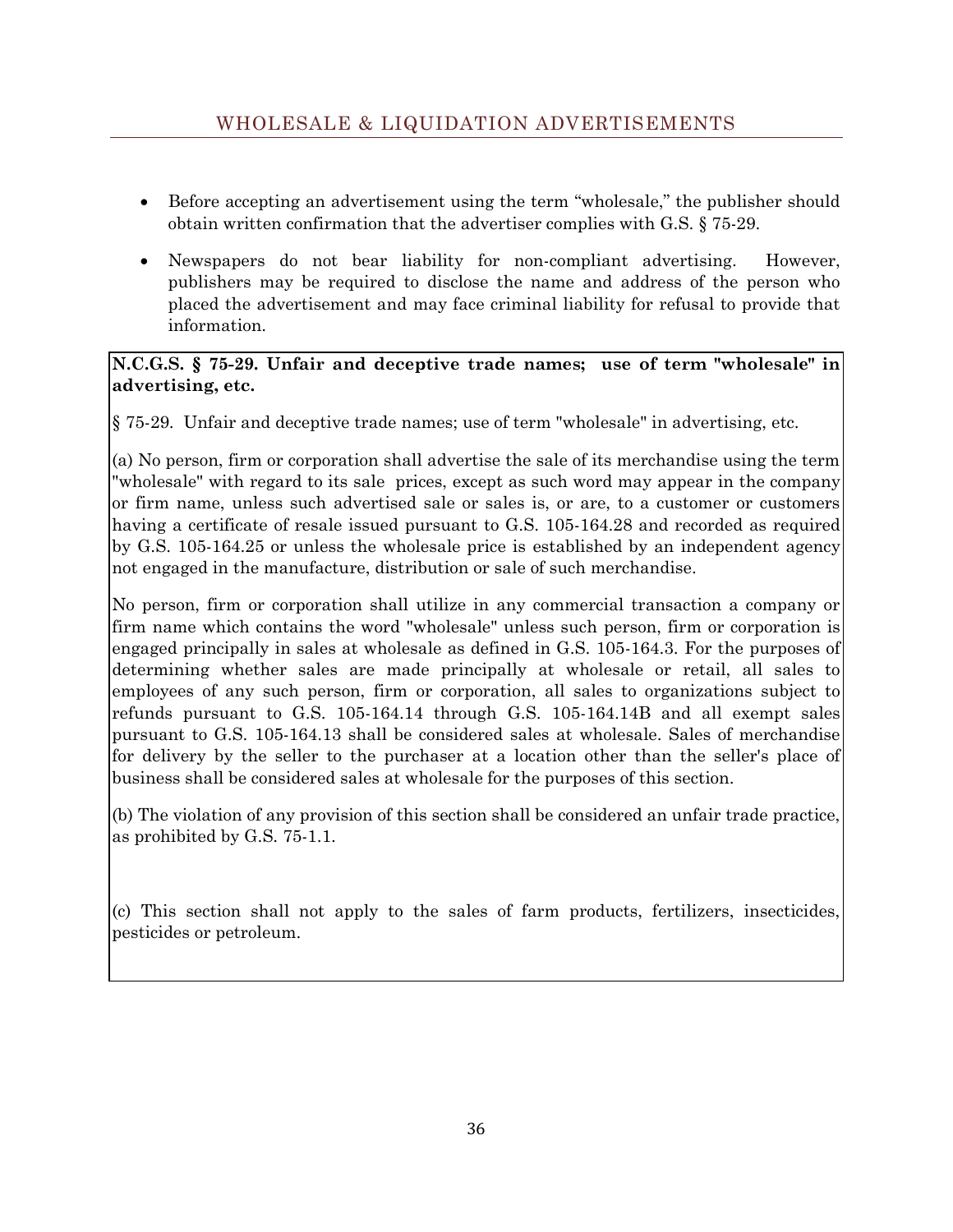## WHOLESALE & LIQUIDATION ADVERTISEMENTS

- Before accepting an advertisement using the term "wholesale," the publisher should obtain written confirmation that the advertiser complies with G.S. § 75-29.

- Newspapers do not bear liability for non-compliant advertising. However, publishers may be required to disclose the name and address of the person who placed the advertisement and may face criminal liability for refusal to provide that information.

**N.C.G.S. § 75-29. Unfair and deceptive trade names; use of term "wholesale" in advertising, etc.**

§ 75-29. Unfair and deceptive trade names; use of term "wholesale" in advertising, etc.

(a) No person, firm or corporation shall advertise the sale of its merchandise using the term "wholesale" with regard to its sale prices, except as such word may appear in the company or firm name, unless such advertised sale or sales is, or are, to a customer or customers having a certificate of resale issued pursuant to G.S. 105-164.28 and recorded as required by G.S. 105-164.25 or unless the wholesale price is established by an independent agency not engaged in the manufacture, distribution or sale of such merchandise.

No person, firm or corporation shall utilize in any commercial transaction a company or firm name which contains the word "wholesale" unless such person, firm or corporation is engaged principally in sales at wholesale as defined in G.S. 105-164.3. For the purposes of determining whether sales are made principally at wholesale or retail, all sales to employees of any such person, firm or corporation, all sales to organizations subject to refunds pursuant to G.S. 105-164.14 through G.S. 105-164.14B and all exempt sales pursuant to G.S. 105-164.13 shall be considered sales at wholesale. Sales of merchandise for delivery by the seller to the purchaser at a location other than the seller's place of business shall be considered sales at wholesale for the purposes of this section.

(b) The violation of any provision of this section shall be considered an unfair trade practice, as prohibited by G.S. 75-1.1.

(c) This section shall not apply to the sales of farm products, fertilizers, insecticides, pesticides or petroleum.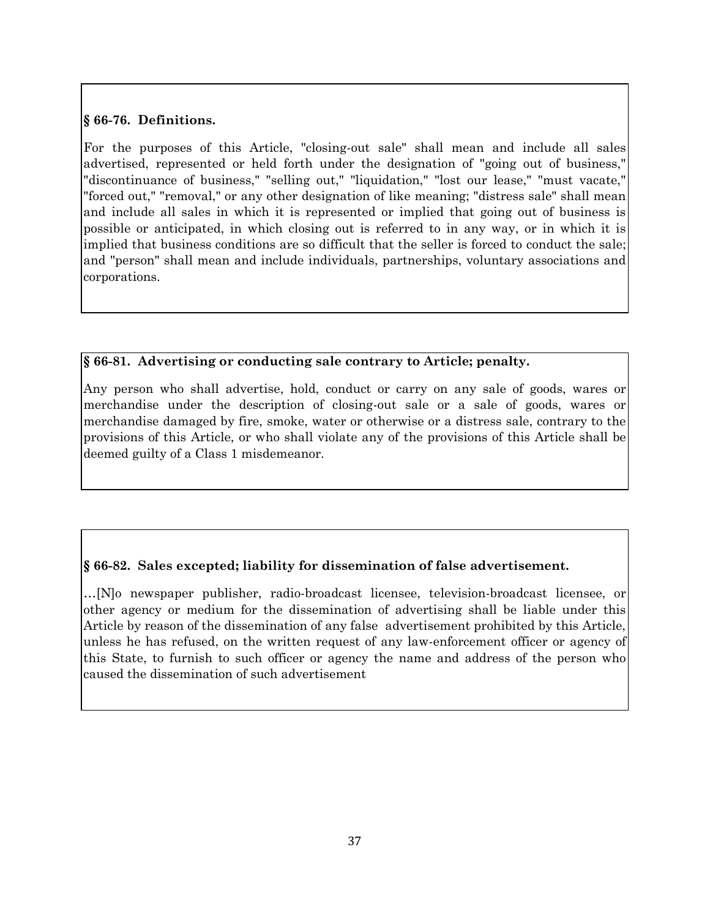**§ 66-76. Definitions.**

For the purposes of this Article, "closing-out sale" shall mean and include all sales advertised, represented or held forth under the designation of "going out of business," "discontinuance of business," "selling out," "liquidation," "lost our lease," "must vacate," "forced out," "removal," or any other designation of like meaning; "distress sale" shall mean and include all sales in which it is represented or implied that going out of business is possible or anticipated, in which closing out is referred to in any way, or in which it is implied that business conditions are so difficult that the seller is forced to conduct the sale; and "person" shall mean and include individuals, partnerships, voluntary associations and corporations.

**§ 66-81. Advertising or conducting sale contrary to Article; penalty.**

Any person who shall advertise, hold, conduct or carry on any sale of goods, wares or merchandise under the description of closing-out sale or a sale of goods, wares or merchandise damaged by fire, smoke, water or otherwise or a distress sale, contrary to the provisions of this Article, or who shall violate any of the provisions of this Article shall be deemed guilty of a Class 1 misdemeanor.

**§ 66-82. Sales excepted; liability for dissemination of false advertisement.**

…[N]o newspaper publisher, radio-broadcast licensee, television-broadcast licensee, or other agency or medium for the dissemination of advertising shall be liable under this Article by reason of the dissemination of any false advertisement prohibited by this Article, unless he has refused, on the written request of any law-enforcement officer or agency of this State, to furnish to such officer or agency the name and address of the person who caused the dissemination of such advertisement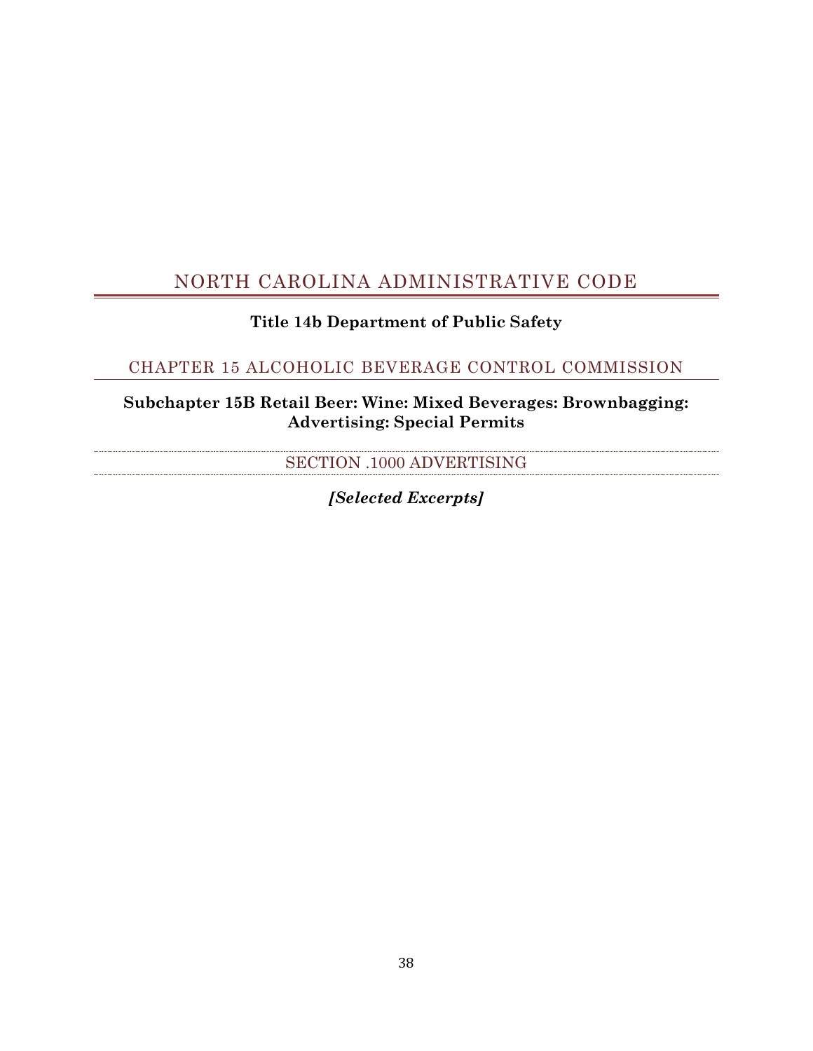# NORTH CAROLINA ADMINISTRATIVE CODE

**Title 14b Department of Public Safety**

## CHAPTER 15 ALCOHOLIC BEVERAGE CONTROL COMMISSION

**Subchapter 15B Retail Beer: Wine: Mixed Beverages: Brownbagging: Advertising: Special Permits**

### SECTION .1000 ADVERTISING

***[Selected Excerpts]***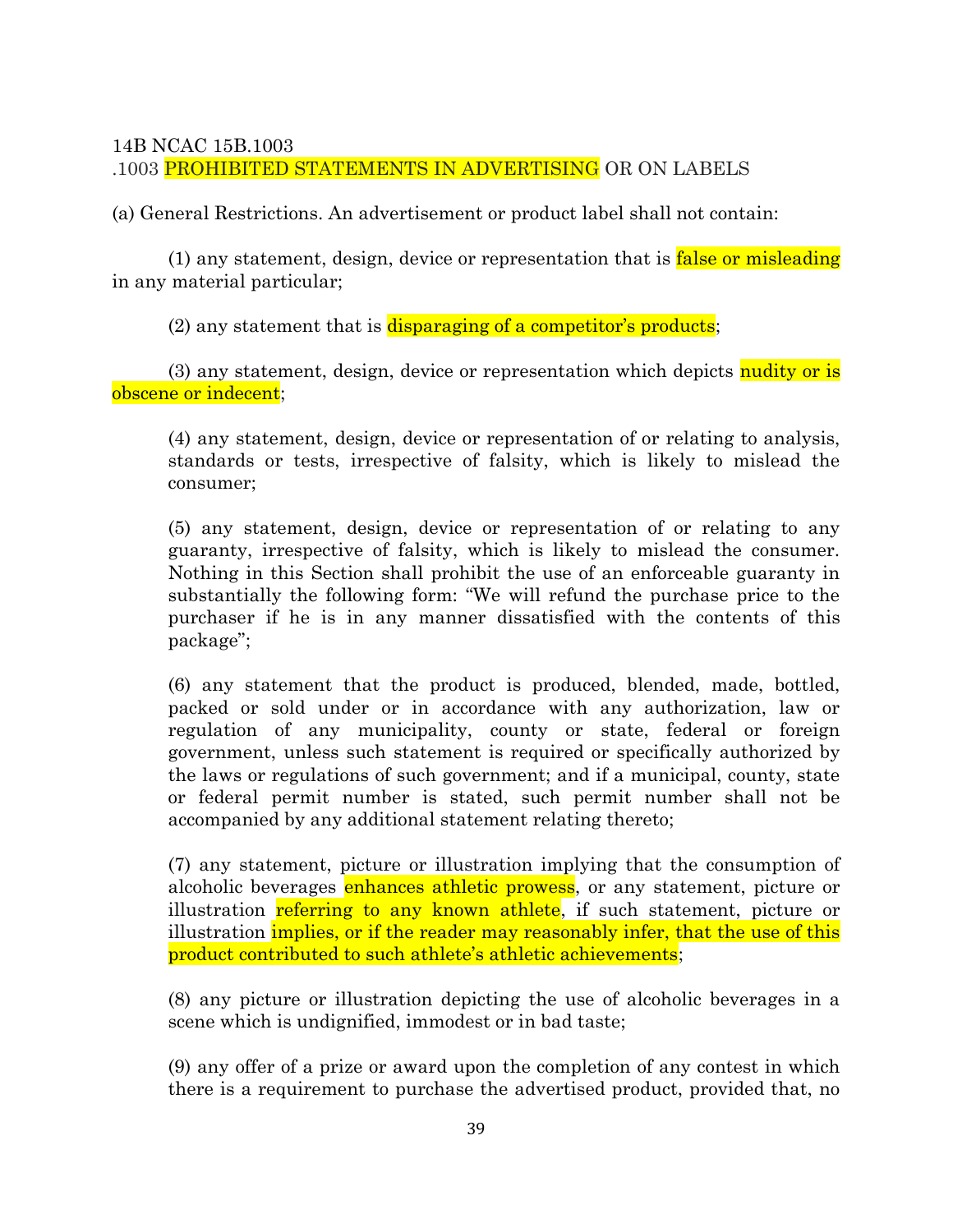14B NCAC 15B.1003

.1003 PROHIBITED STATEMENTS IN ADVERTISING OR ON LABELS

(a) General Restrictions. An advertisement or product label shall not contain:

(1) any statement, design, device or representation that is false or misleading in any material particular;

(2) any statement that is disparaging of a competitor's products;

(3) any statement, design, device or representation which depicts nudity or is obscene or indecent;

(4) any statement, design, device or representation of or relating to analysis, standards or tests, irrespective of falsity, which is likely to mislead the consumer;

(5) any statement, design, device or representation of or relating to any guaranty, irrespective of falsity, which is likely to mislead the consumer. Nothing in this Section shall prohibit the use of an enforceable guaranty in substantially the following form: "We will refund the purchase price to the purchaser if he is in any manner dissatisfied with the contents of this package";

(6) any statement that the product is produced, blended, made, bottled, packed or sold under or in accordance with any authorization, law or regulation of any municipality, county or state, federal or foreign government, unless such statement is required or specifically authorized by the laws or regulations of such government; and if a municipal, county, state or federal permit number is stated, such permit number shall not be accompanied by any additional statement relating thereto;

(7) any statement, picture or illustration implying that the consumption of alcoholic beverages enhances athletic prowess, or any statement, picture or illustration referring to any known athlete, if such statement, picture or illustration implies, or if the reader may reasonably infer, that the use of this product contributed to such athlete's athletic achievements;

(8) any picture or illustration depicting the use of alcoholic beverages in a scene which is undignified, immodest or in bad taste;

(9) any offer of a prize or award upon the completion of any contest in which there is a requirement to purchase the advertised product, provided that, no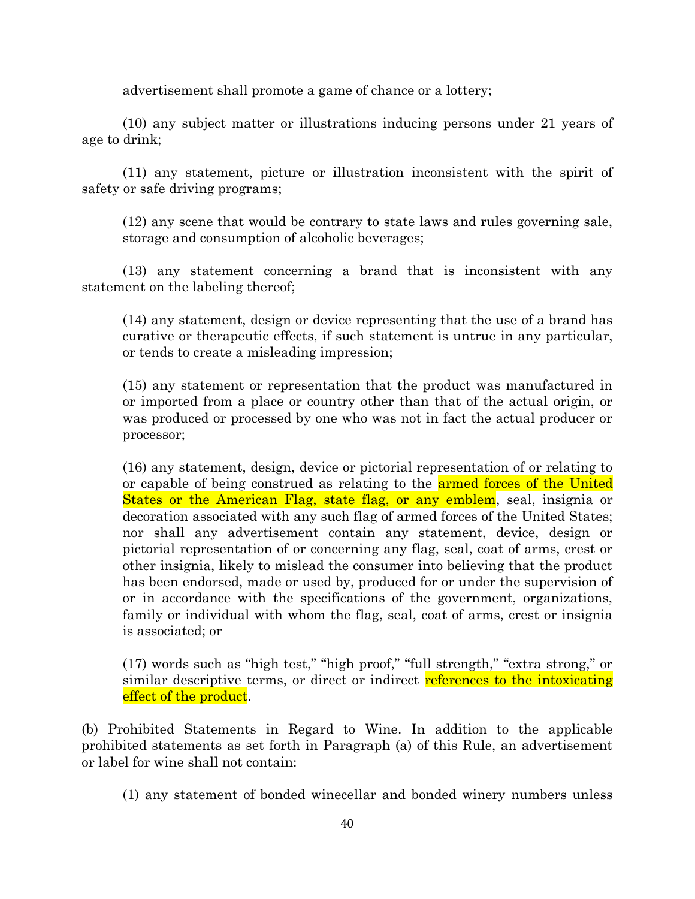advertisement shall promote a game of chance or a lottery;

(10) any subject matter or illustrations inducing persons under 21 years of age to drink;

(11) any statement, picture or illustration inconsistent with the spirit of safety or safe driving programs;

(12) any scene that would be contrary to state laws and rules governing sale, storage and consumption of alcoholic beverages;

(13) any statement concerning a brand that is inconsistent with any statement on the labeling thereof;

(14) any statement, design or device representing that the use of a brand has curative or therapeutic effects, if such statement is untrue in any particular, or tends to create a misleading impression;

(15) any statement or representation that the product was manufactured in or imported from a place or country other than that of the actual origin, or was produced or processed by one who was not in fact the actual producer or processor;

(16) any statement, design, device or pictorial representation of or relating to or capable of being construed as relating to the armed forces of the United States or the American Flag, state flag, or any emblem, seal, insignia or decoration associated with any such flag of armed forces of the United States; nor shall any advertisement contain any statement, device, design or pictorial representation of or concerning any flag, seal, coat of arms, crest or other insignia, likely to mislead the consumer into believing that the product has been endorsed, made or used by, produced for or under the supervision of or in accordance with the specifications of the government, organizations, family or individual with whom the flag, seal, coat of arms, crest or insignia is associated; or

(17) words such as "high test," "high proof," "full strength," "extra strong," or similar descriptive terms, or direct or indirect references to the intoxicating effect of the product.

(b) Prohibited Statements in Regard to Wine. In addition to the applicable prohibited statements as set forth in Paragraph (a) of this Rule, an advertisement or label for wine shall not contain:

(1) any statement of bonded winecellar and bonded winery numbers unless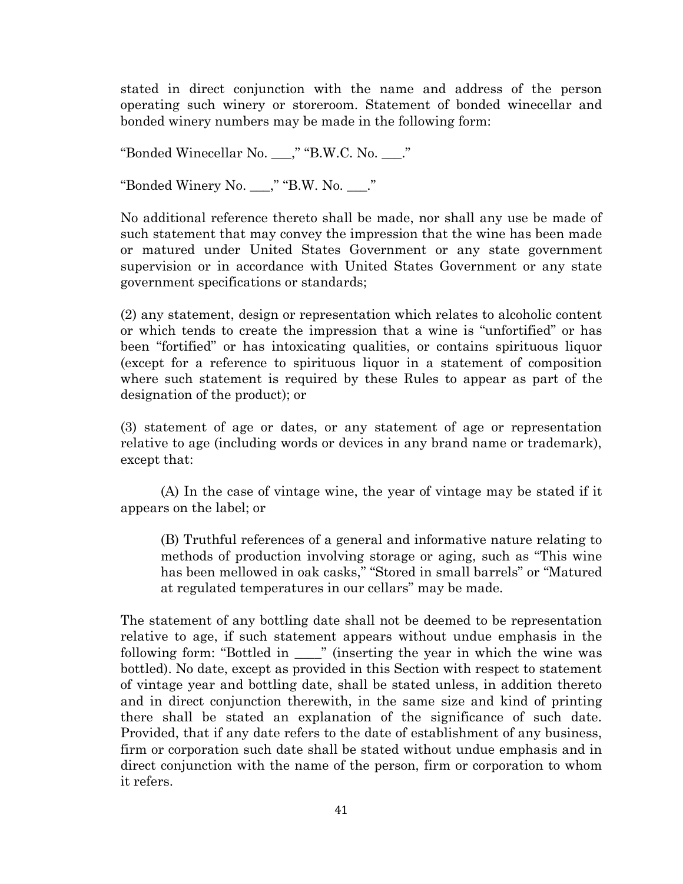stated in direct conjunction with the name and address of the person operating such winery or storeroom. Statement of bonded winecellar and bonded winery numbers may be made in the following form:

"Bonded Winecellar No. ___," "B.W.C. No. ___."

"Bonded Winery No. ___," "B.W. No. ___."

No additional reference thereto shall be made, nor shall any use be made of such statement that may convey the impression that the wine has been made or matured under United States Government or any state government supervision or in accordance with United States Government or any state government specifications or standards;

(2) any statement, design or representation which relates to alcoholic content or which tends to create the impression that a wine is "unfortified" or has been "fortified" or has intoxicating qualities, or contains spirituous liquor (except for a reference to spirituous liquor in a statement of composition where such statement is required by these Rules to appear as part of the designation of the product); or

(3) statement of age or dates, or any statement of age or representation relative to age (including words or devices in any brand name or trademark), except that:

(A) In the case of vintage wine, the year of vintage may be stated if it appears on the label; or

(B) Truthful references of a general and informative nature relating to methods of production involving storage or aging, such as "This wine has been mellowed in oak casks," "Stored in small barrels" or "Matured at regulated temperatures in our cellars" may be made.

The statement of any bottling date shall not be deemed to be representation relative to age, if such statement appears without undue emphasis in the following form: "Bottled in ____" (inserting the year in which the wine was bottled). No date, except as provided in this Section with respect to statement of vintage year and bottling date, shall be stated unless, in addition thereto and in direct conjunction therewith, in the same size and kind of printing there shall be stated an explanation of the significance of such date. Provided, that if any date refers to the date of establishment of any business, firm or corporation such date shall be stated without undue emphasis and in direct conjunction with the name of the person, firm or corporation to whom it refers.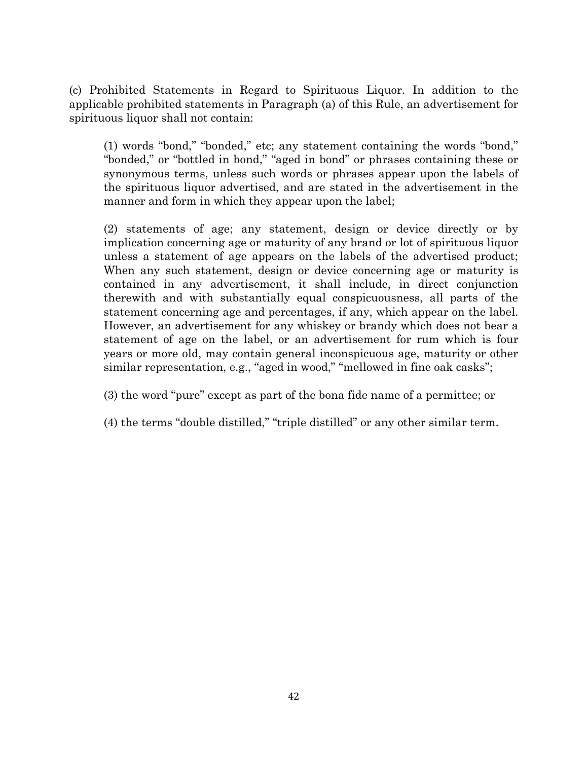(c) Prohibited Statements in Regard to Spirituous Liquor. In addition to the applicable prohibited statements in Paragraph (a) of this Rule, an advertisement for spirituous liquor shall not contain:

(1) words "bond," "bonded," etc; any statement containing the words "bond," "bonded," or "bottled in bond," "aged in bond" or phrases containing these or synonymous terms, unless such words or phrases appear upon the labels of the spirituous liquor advertised, and are stated in the advertisement in the manner and form in which they appear upon the label;

(2) statements of age; any statement, design or device directly or by implication concerning age or maturity of any brand or lot of spirituous liquor unless a statement of age appears on the labels of the advertised product; When any such statement, design or device concerning age or maturity is contained in any advertisement, it shall include, in direct conjunction therewith and with substantially equal conspicuousness, all parts of the statement concerning age and percentages, if any, which appear on the label. However, an advertisement for any whiskey or brandy which does not bear a statement of age on the label, or an advertisement for rum which is four years or more old, may contain general inconspicuous age, maturity or other similar representation, e.g., "aged in wood," "mellowed in fine oak casks";

(3) the word "pure" except as part of the bona fide name of a permittee; or

(4) the terms "double distilled," "triple distilled" or any other similar term.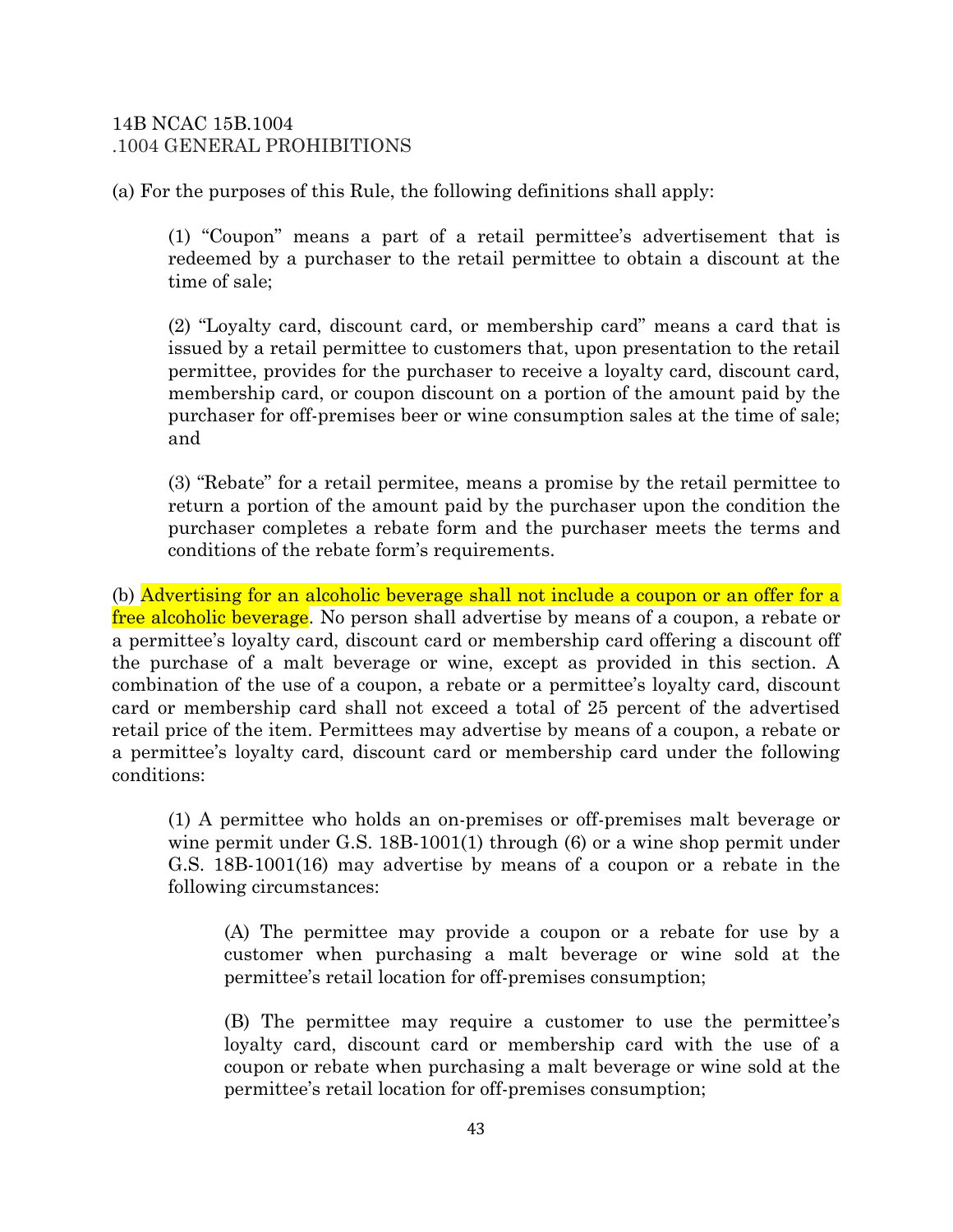14B NCAC 15B.1004
.1004 GENERAL PROHIBITIONS

(a) For the purposes of this Rule, the following definitions shall apply:

> (1) "Coupon" means a part of a retail permittee's advertisement that is redeemed by a purchaser to the retail permittee to obtain a discount at the time of sale;
>
> (2) "Loyalty card, discount card, or membership card" means a card that is issued by a retail permittee to customers that, upon presentation to the retail permittee, provides for the purchaser to receive a loyalty card, discount card, membership card, or coupon discount on a portion of the amount paid by the purchaser for off-premises beer or wine consumption sales at the time of sale; and
>
> (3) "Rebate" for a retail permitee, means a promise by the retail permittee to return a portion of the amount paid by the purchaser upon the condition the purchaser completes a rebate form and the purchaser meets the terms and conditions of the rebate form's requirements.

(b) Advertising for an alcoholic beverage shall not include a coupon or an offer for a free alcoholic beverage. No person shall advertise by means of a coupon, a rebate or a permittee's loyalty card, discount card or membership card offering a discount off the purchase of a malt beverage or wine, except as provided in this section. A combination of the use of a coupon, a rebate or a permittee's loyalty card, discount card or membership card shall not exceed a total of 25 percent of the advertised retail price of the item. Permittees may advertise by means of a coupon, a rebate or a permittee's loyalty card, discount card or membership card under the following conditions:

> (1) A permittee who holds an on-premises or off-premises malt beverage or wine permit under G.S. 18B-1001(1) through (6) or a wine shop permit under G.S. 18B-1001(16) may advertise by means of a coupon or a rebate in the following circumstances:
>
> > (A) The permittee may provide a coupon or a rebate for use by a customer when purchasing a malt beverage or wine sold at the permittee's retail location for off-premises consumption;
> >
> > (B) The permittee may require a customer to use the permittee's loyalty card, discount card or membership card with the use of a coupon or rebate when purchasing a malt beverage or wine sold at the permittee's retail location for off-premises consumption;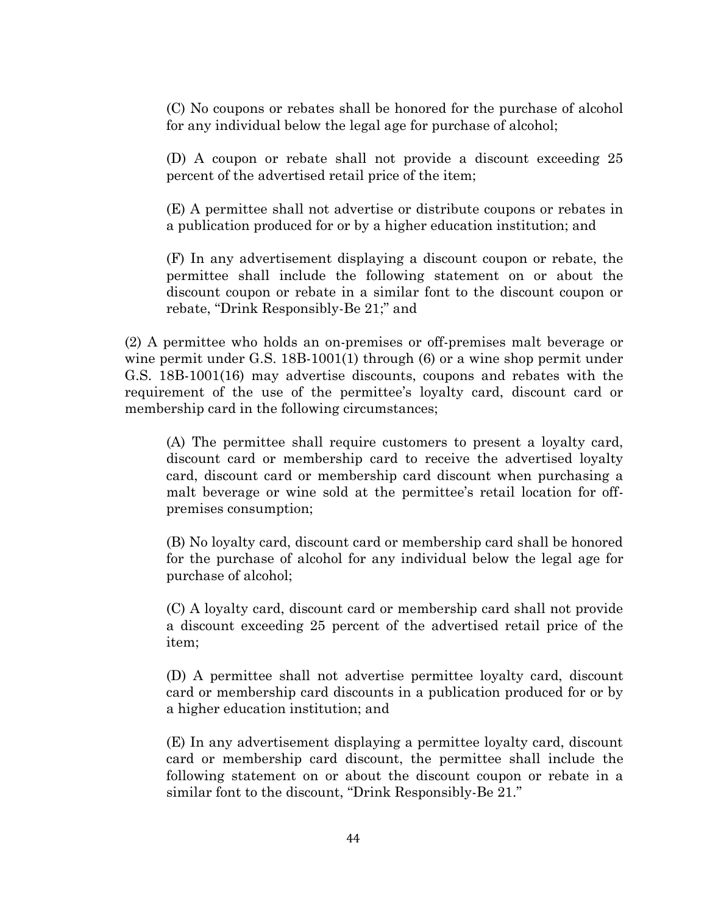(C) No coupons or rebates shall be honored for the purchase of alcohol for any individual below the legal age for purchase of alcohol;

(D) A coupon or rebate shall not provide a discount exceeding 25 percent of the advertised retail price of the item;

(E) A permittee shall not advertise or distribute coupons or rebates in a publication produced for or by a higher education institution; and

(F) In any advertisement displaying a discount coupon or rebate, the permittee shall include the following statement on or about the discount coupon or rebate in a similar font to the discount coupon or rebate, "Drink Responsibly-Be 21;" and

(2) A permittee who holds an on-premises or off-premises malt beverage or wine permit under G.S. 18B-1001(1) through (6) or a wine shop permit under G.S. 18B-1001(16) may advertise discounts, coupons and rebates with the requirement of the use of the permittee's loyalty card, discount card or membership card in the following circumstances;

(A) The permittee shall require customers to present a loyalty card, discount card or membership card to receive the advertised loyalty card, discount card or membership card discount when purchasing a malt beverage or wine sold at the permittee's retail location for off-premises consumption;

(B) No loyalty card, discount card or membership card shall be honored for the purchase of alcohol for any individual below the legal age for purchase of alcohol;

(C) A loyalty card, discount card or membership card shall not provide a discount exceeding 25 percent of the advertised retail price of the item;

(D) A permittee shall not advertise permittee loyalty card, discount card or membership card discounts in a publication produced for or by a higher education institution; and

(E) In any advertisement displaying a permittee loyalty card, discount card or membership card discount, the permittee shall include the following statement on or about the discount coupon or rebate in a similar font to the discount, "Drink Responsibly-Be 21."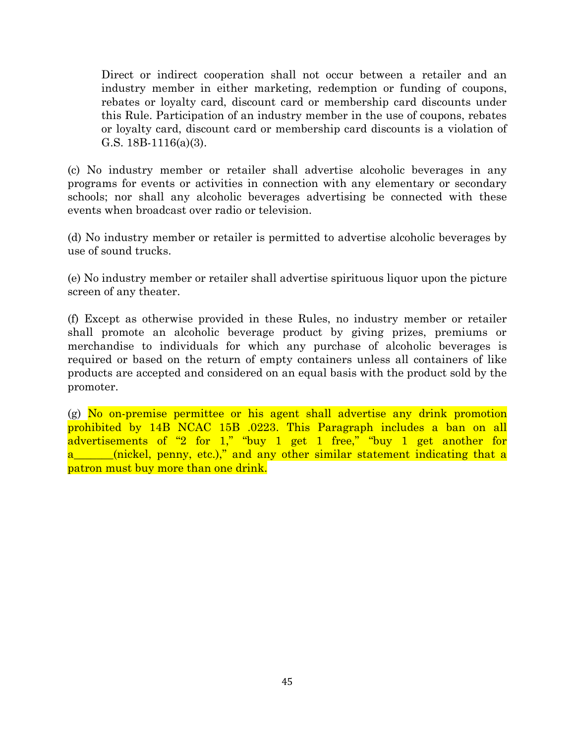Direct or indirect cooperation shall not occur between a retailer and an industry member in either marketing, redemption or funding of coupons, rebates or loyalty card, discount card or membership card discounts under this Rule. Participation of an industry member in the use of coupons, rebates or loyalty card, discount card or membership card discounts is a violation of G.S. 18B-1116(a)(3).

(c) No industry member or retailer shall advertise alcoholic beverages in any programs for events or activities in connection with any elementary or secondary schools; nor shall any alcoholic beverages advertising be connected with these events when broadcast over radio or television.

(d) No industry member or retailer is permitted to advertise alcoholic beverages by use of sound trucks.

(e) No industry member or retailer shall advertise spirituous liquor upon the picture screen of any theater.

(f) Except as otherwise provided in these Rules, no industry member or retailer shall promote an alcoholic beverage product by giving prizes, premiums or merchandise to individuals for which any purchase of alcoholic beverages is required or based on the return of empty containers unless all containers of like products are accepted and considered on an equal basis with the product sold by the promoter.

(g) No on-premise permittee or his agent shall advertise any drink promotion prohibited by 14B NCAC 15B .0223. This Paragraph includes a ban on all advertisements of "2 for 1," "buy 1 get 1 free," "buy 1 get another for a_______(nickel, penny, etc.)," and any other similar statement indicating that a patron must buy more than one drink.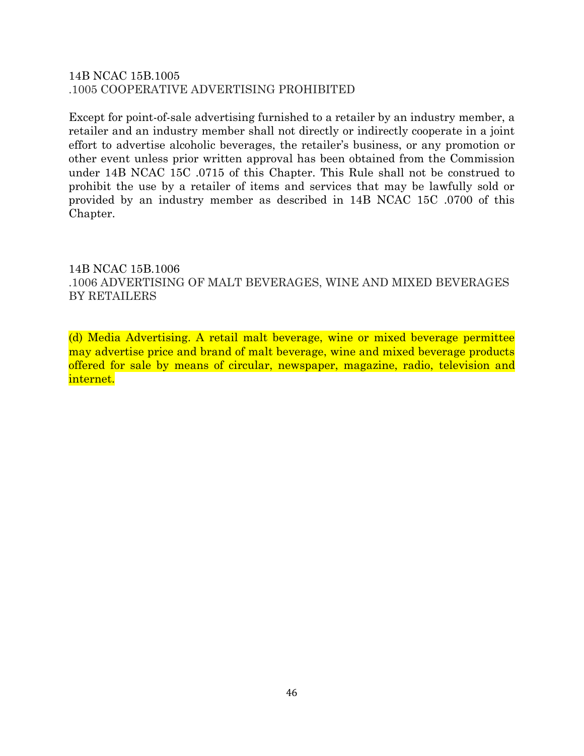14B NCAC 15B.1005
.1005 COOPERATIVE ADVERTISING PROHIBITED

Except for point-of-sale advertising furnished to a retailer by an industry member, a retailer and an industry member shall not directly or indirectly cooperate in a joint effort to advertise alcoholic beverages, the retailer's business, or any promotion or other event unless prior written approval has been obtained from the Commission under 14B NCAC 15C .0715 of this Chapter. This Rule shall not be construed to prohibit the use by a retailer of items and services that may be lawfully sold or provided by an industry member as described in 14B NCAC 15C .0700 of this Chapter.

14B NCAC 15B.1006
.1006 ADVERTISING OF MALT BEVERAGES, WINE AND MIXED BEVERAGES BY RETAILERS

(d) Media Advertising. A retail malt beverage, wine or mixed beverage permittee may advertise price and brand of malt beverage, wine and mixed beverage products offered for sale by means of circular, newspaper, magazine, radio, television and internet.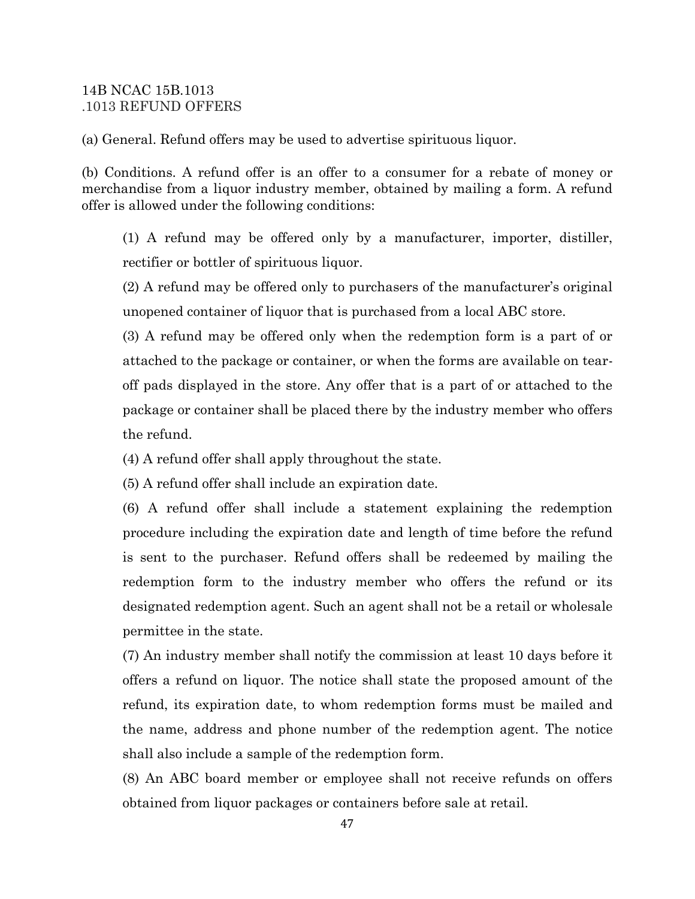14B NCAC 15B.1013
.1013 REFUND OFFERS

(a) General. Refund offers may be used to advertise spirituous liquor.

(b) Conditions. A refund offer is an offer to a consumer for a rebate of money or merchandise from a liquor industry member, obtained by mailing a form. A refund offer is allowed under the following conditions:

(1) A refund may be offered only by a manufacturer, importer, distiller, rectifier or bottler of spirituous liquor.

(2) A refund may be offered only to purchasers of the manufacturer's original unopened container of liquor that is purchased from a local ABC store.

(3) A refund may be offered only when the redemption form is a part of or attached to the package or container, or when the forms are available on tear-off pads displayed in the store. Any offer that is a part of or attached to the package or container shall be placed there by the industry member who offers the refund.

(4) A refund offer shall apply throughout the state.

(5) A refund offer shall include an expiration date.

(6) A refund offer shall include a statement explaining the redemption procedure including the expiration date and length of time before the refund is sent to the purchaser. Refund offers shall be redeemed by mailing the redemption form to the industry member who offers the refund or its designated redemption agent. Such an agent shall not be a retail or wholesale permittee in the state.

(7) An industry member shall notify the commission at least 10 days before it offers a refund on liquor. The notice shall state the proposed amount of the refund, its expiration date, to whom redemption forms must be mailed and the name, address and phone number of the redemption agent. The notice shall also include a sample of the redemption form.

(8) An ABC board member or employee shall not receive refunds on offers obtained from liquor packages or containers before sale at retail.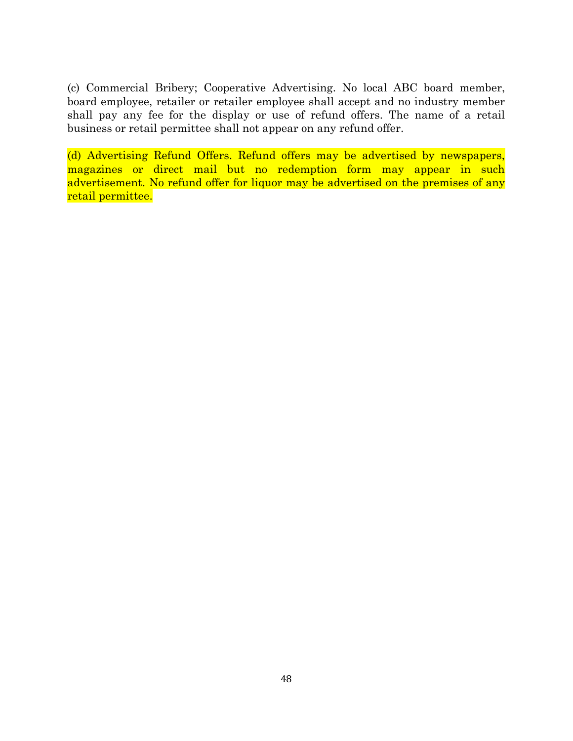(c) Commercial Bribery; Cooperative Advertising. No local ABC board member, board employee, retailer or retailer employee shall accept and no industry member shall pay any fee for the display or use of refund offers. The name of a retail business or retail permittee shall not appear on any refund offer.

(d) Advertising Refund Offers. Refund offers may be advertised by newspapers, magazines or direct mail but no redemption form may appear in such advertisement. No refund offer for liquor may be advertised on the premises of any retail permittee.